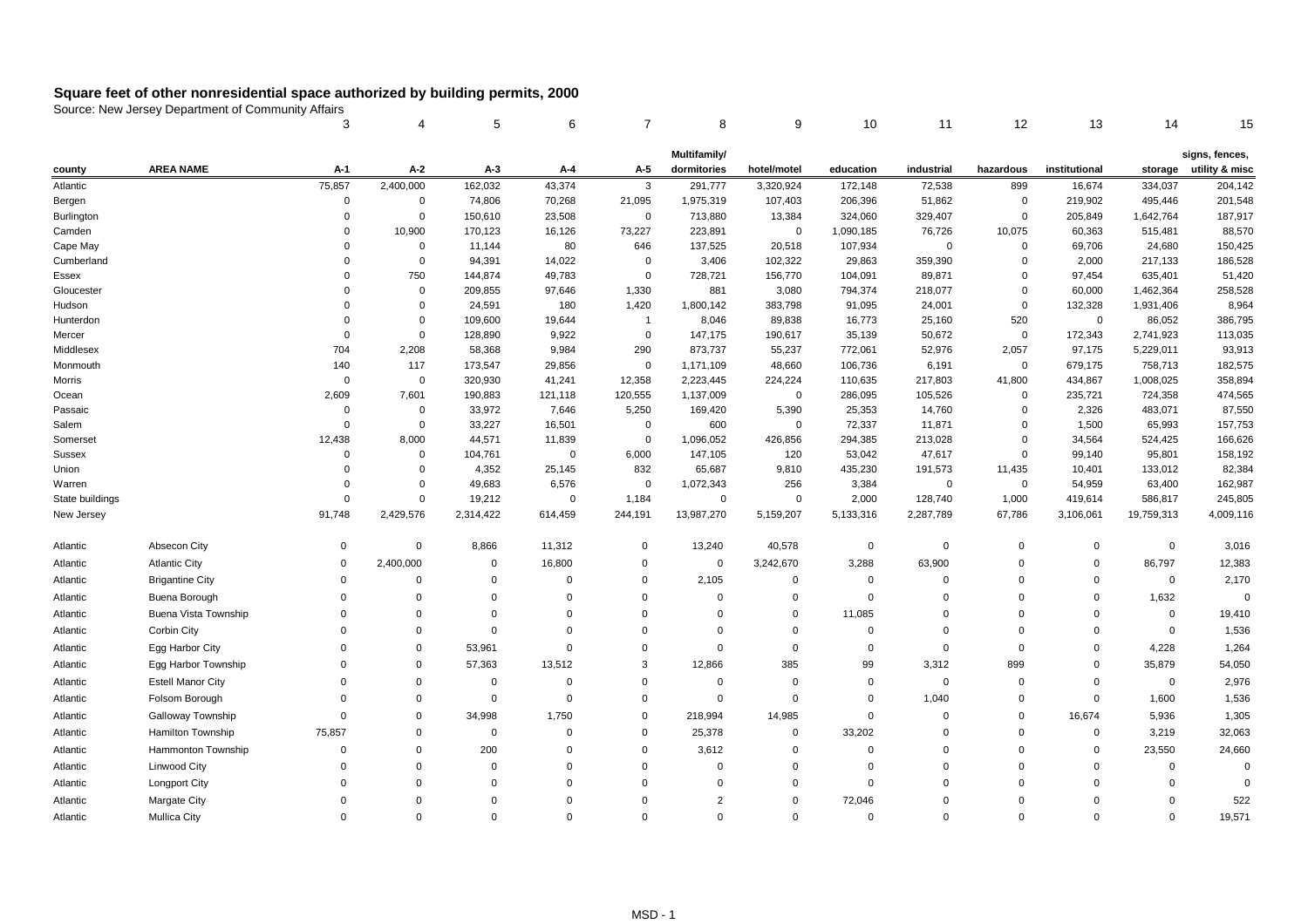# Square feet of other nonresidential space authorized by building permits, 2000

Source: New Jersey Department of Community Affairs

| | | 3 | 4 | 5 | 6 | 7 | 8 | 9 | 10 | 11 | 12 | 13 | 14 | 15 |
|---|---|---|---|---|---|---|---|---|---|---|---|---|---|---|
| county | AREA NAME | A-1 | A-2 | A-3 | A-4 | A-5 | Multifamily/ dormitories | hotel/motel | education | industrial | hazardous | institutional | storage | signs, fences, utility & misc |
| Atlantic | | 75,857 | 2,400,000 | 162,032 | 43,374 | 3 | 291,777 | 3,320,924 | 172,148 | 72,538 | 899 | 16,674 | 334,037 | 204,142 |
| Bergen | | 0 | 0 | 74,806 | 70,268 | 21,095 | 1,975,319 | 107,403 | 206,396 | 51,862 | 0 | 219,902 | 495,446 | 201,548 |
| Burlington | | 0 | 0 | 150,610 | 23,508 | 0 | 713,880 | 13,384 | 324,060 | 329,407 | 0 | 205,849 | 1,642,764 | 187,917 |
| Camden | | 0 | 10,900 | 170,123 | 16,126 | 73,227 | 223,891 | 0 | 1,090,185 | 76,726 | 10,075 | 60,363 | 515,481 | 88,570 |
| Cape May | | 0 | 0 | 11,144 | 80 | 646 | 137,525 | 20,518 | 107,934 | 0 | 0 | 69,706 | 24,680 | 150,425 |
| Cumberland | | 0 | 0 | 94,391 | 14,022 | 0 | 3,406 | 102,322 | 29,863 | 359,390 | 0 | 2,000 | 217,133 | 186,528 |
| Essex | | 0 | 750 | 144,874 | 49,783 | 0 | 728,721 | 156,770 | 104,091 | 89,871 | 0 | 97,454 | 635,401 | 51,420 |
| Gloucester | | 0 | 0 | 209,855 | 97,646 | 1,330 | 881 | 3,080 | 794,374 | 218,077 | 0 | 60,000 | 1,462,364 | 258,528 |
| Hudson | | 0 | 0 | 24,591 | 180 | 1,420 | 1,800,142 | 383,798 | 91,095 | 24,001 | 0 | 132,328 | 1,931,406 | 8,964 |
| Hunterdon | | 0 | 0 | 109,600 | 19,644 | 1 | 8,046 | 89,838 | 16,773 | 25,160 | 520 | 0 | 86,052 | 386,795 |
| Mercer | | 0 | 0 | 128,890 | 9,922 | 0 | 147,175 | 190,617 | 35,139 | 50,672 | 0 | 172,343 | 2,741,923 | 113,035 |
| Middlesex | | 704 | 2,208 | 58,368 | 9,984 | 290 | 873,737 | 55,237 | 772,061 | 52,976 | 2,057 | 97,175 | 5,229,011 | 93,913 |
| Monmouth | | 140 | 117 | 173,547 | 29,856 | 0 | 1,171,109 | 48,660 | 106,736 | 6,191 | 0 | 679,175 | 758,713 | 182,575 |
| Morris | | 0 | 0 | 320,930 | 41,241 | 12,358 | 2,223,445 | 224,224 | 110,635 | 217,803 | 41,800 | 434,867 | 1,008,025 | 358,894 |
| Ocean | | 2,609 | 7,601 | 190,883 | 121,118 | 120,555 | 1,137,009 | 0 | 286,095 | 105,526 | 0 | 235,721 | 724,358 | 474,565 |
| Passaic | | 0 | 0 | 33,972 | 7,646 | 5,250 | 169,420 | 5,390 | 25,353 | 14,760 | 0 | 2,326 | 483,071 | 87,550 |
| Salem | | 0 | 0 | 33,227 | 16,501 | 0 | 600 | 0 | 72,337 | 11,871 | 0 | 1,500 | 65,993 | 157,753 |
| Somerset | | 12,438 | 8,000 | 44,571 | 11,839 | 0 | 1,096,052 | 426,856 | 294,385 | 213,028 | 0 | 34,564 | 524,425 | 166,626 |
| Sussex | | 0 | 0 | 104,761 | 0 | 6,000 | 147,105 | 120 | 53,042 | 47,617 | 0 | 99,140 | 95,801 | 158,192 |
| Union | | 0 | 0 | 4,352 | 25,145 | 832 | 65,687 | 9,810 | 435,230 | 191,573 | 11,435 | 10,401 | 133,012 | 82,384 |
| Warren | | 0 | 0 | 49,683 | 6,576 | 0 | 1,072,343 | 256 | 3,384 | 0 | 0 | 54,959 | 63,400 | 162,987 |
| State buildings | | 0 | 0 | 19,212 | 0 | 1,184 | 0 | 0 | 2,000 | 128,740 | 1,000 | 419,614 | 586,817 | 245,805 |
| New Jersey | | 91,748 | 2,429,576 | 2,314,422 | 614,459 | 244,191 | 13,987,270 | 5,159,207 | 5,133,316 | 2,287,789 | 67,786 | 3,106,061 | 19,759,313 | 4,009,116 |
| Atlantic | Absecon City | 0 | 0 | 8,866 | 11,312 | 0 | 13,240 | 40,578 | 0 | 0 | 0 | 0 | 0 | 3,016 |
| Atlantic | Atlantic City | 0 | 2,400,000 | 0 | 16,800 | 0 | 0 | 3,242,670 | 3,288 | 63,900 | 0 | 0 | 86,797 | 12,383 |
| Atlantic | Brigantine City | 0 | 0 | 0 | 0 | 0 | 2,105 | 0 | 0 | 0 | 0 | 0 | 0 | 2,170 |
| Atlantic | Buena Borough | 0 | 0 | 0 | 0 | 0 | 0 | 0 | 0 | 0 | 0 | 0 | 1,632 | 0 |
| Atlantic | Buena Vista Township | 0 | 0 | 0 | 0 | 0 | 0 | 0 | 11,085 | 0 | 0 | 0 | 0 | 19,410 |
| Atlantic | Corbin City | 0 | 0 | 0 | 0 | 0 | 0 | 0 | 0 | 0 | 0 | 0 | 0 | 1,536 |
| Atlantic | Egg Harbor City | 0 | 0 | 53,961 | 0 | 0 | 0 | 0 | 0 | 0 | 0 | 0 | 4,228 | 1,264 |
| Atlantic | Egg Harbor Township | 0 | 0 | 57,363 | 13,512 | 3 | 12,866 | 385 | 99 | 3,312 | 899 | 0 | 35,879 | 54,050 |
| Atlantic | Estell Manor City | 0 | 0 | 0 | 0 | 0 | 0 | 0 | 0 | 0 | 0 | 0 | 0 | 2,976 |
| Atlantic | Folsom Borough | 0 | 0 | 0 | 0 | 0 | 0 | 0 | 0 | 1,040 | 0 | 0 | 1,600 | 1,536 |
| Atlantic | Galloway Township | 0 | 0 | 34,998 | 1,750 | 0 | 218,994 | 14,985 | 0 | 0 | 0 | 16,674 | 5,936 | 1,305 |
| Atlantic | Hamilton Township | 75,857 | 0 | 0 | 0 | 0 | 25,378 | 0 | 33,202 | 0 | 0 | 0 | 3,219 | 32,063 |
| Atlantic | Hammonton Township | 0 | 0 | 200 | 0 | 0 | 3,612 | 0 | 0 | 0 | 0 | 0 | 23,550 | 24,660 |
| Atlantic | Linwood City | 0 | 0 | 0 | 0 | 0 | 0 | 0 | 0 | 0 | 0 | 0 | 0 | 0 |
| Atlantic | Longport City | 0 | 0 | 0 | 0 | 0 | 0 | 0 | 0 | 0 | 0 | 0 | 0 | 0 |
| Atlantic | Margate City | 0 | 0 | 0 | 0 | 0 | 2 | 0 | 72,046 | 0 | 0 | 0 | 0 | 522 |
| Atlantic | Mullica City | 0 | 0 | 0 | 0 | 0 | 0 | 0 | 0 | 0 | 0 | 0 | 0 | 19,571 |

MSD - 1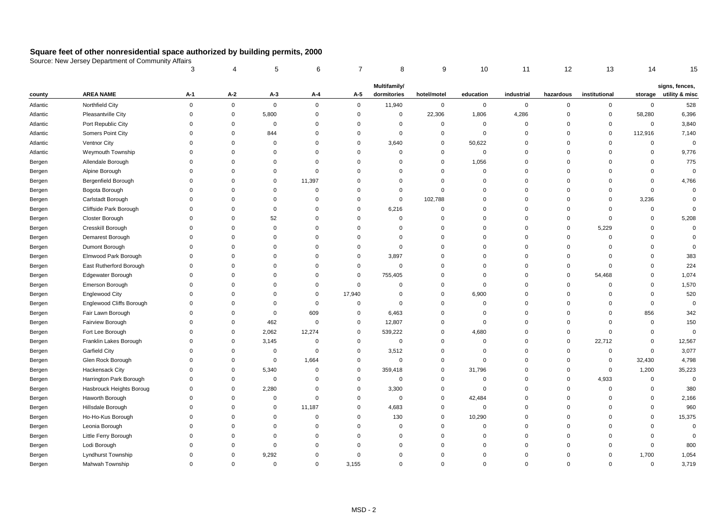## Square feet of other nonresidential space authorized by building permits, 2000

Source: New Jersey Department of Community Affairs

| | | 3 | 4 | 5 | 6 | 7 | 8 | 9 | 10 | 11 | 12 | 13 | 14 | 15 |
|---|---|---|---|---|---|---|---|---|---|---|---|---|---|---|
| county | AREA NAME | A-1 | A-2 | A-3 | A-4 | A-5 | Multifamily/ dormitories | hotel/motel | education | industrial | hazardous | institutional | storage | signs, fences, utility & misc |
| Atlantic | Northfield City | 0 | 0 | 0 | 0 | 0 | 11,940 | 0 | 0 | 0 | 0 | 0 | 0 | 528 |
| Atlantic | Pleasantville City | 0 | 0 | 5,800 | 0 | 0 | 0 | 22,306 | 1,806 | 4,286 | 0 | 0 | 58,280 | 6,396 |
| Atlantic | Port Republic City | 0 | 0 | 0 | 0 | 0 | 0 | 0 | 0 | 0 | 0 | 0 | 0 | 3,840 |
| Atlantic | Somers Point City | 0 | 0 | 844 | 0 | 0 | 0 | 0 | 0 | 0 | 0 | 0 | 112,916 | 7,140 |
| Atlantic | Ventnor City | 0 | 0 | 0 | 0 | 0 | 3,640 | 0 | 50,622 | 0 | 0 | 0 | 0 | 0 |
| Atlantic | Weymouth Township | 0 | 0 | 0 | 0 | 0 | 0 | 0 | 0 | 0 | 0 | 0 | 0 | 9,776 |
| Bergen | Allendale Borough | 0 | 0 | 0 | 0 | 0 | 0 | 0 | 1,056 | 0 | 0 | 0 | 0 | 775 |
| Bergen | Alpine Borough | 0 | 0 | 0 | 0 | 0 | 0 | 0 | 0 | 0 | 0 | 0 | 0 | 0 |
| Bergen | Bergenfield Borough | 0 | 0 | 0 | 11,397 | 0 | 0 | 0 | 0 | 0 | 0 | 0 | 0 | 4,766 |
| Bergen | Bogota Borough | 0 | 0 | 0 | 0 | 0 | 0 | 0 | 0 | 0 | 0 | 0 | 0 | 0 |
| Bergen | Carlstadt Borough | 0 | 0 | 0 | 0 | 0 | 0 | 102,788 | 0 | 0 | 0 | 0 | 3,236 | 0 |
| Bergen | Cliffside Park Borough | 0 | 0 | 0 | 0 | 0 | 6,216 | 0 | 0 | 0 | 0 | 0 | 0 | 0 |
| Bergen | Closter Borough | 0 | 0 | 52 | 0 | 0 | 0 | 0 | 0 | 0 | 0 | 0 | 0 | 5,208 |
| Bergen | Cresskill Borough | 0 | 0 | 0 | 0 | 0 | 0 | 0 | 0 | 0 | 0 | 5,229 | 0 | 0 |
| Bergen | Demarest Borough | 0 | 0 | 0 | 0 | 0 | 0 | 0 | 0 | 0 | 0 | 0 | 0 | 0 |
| Bergen | Dumont Borough | 0 | 0 | 0 | 0 | 0 | 0 | 0 | 0 | 0 | 0 | 0 | 0 | 0 |
| Bergen | Elmwood Park Borough | 0 | 0 | 0 | 0 | 0 | 3,897 | 0 | 0 | 0 | 0 | 0 | 0 | 383 |
| Bergen | East Rutherford Borough | 0 | 0 | 0 | 0 | 0 | 0 | 0 | 0 | 0 | 0 | 0 | 0 | 224 |
| Bergen | Edgewater Borough | 0 | 0 | 0 | 0 | 0 | 755,405 | 0 | 0 | 0 | 0 | 54,468 | 0 | 1,074 |
| Bergen | Emerson Borough | 0 | 0 | 0 | 0 | 0 | 0 | 0 | 0 | 0 | 0 | 0 | 0 | 1,570 |
| Bergen | Englewood City | 0 | 0 | 0 | 0 | 17,940 | 0 | 0 | 6,900 | 0 | 0 | 0 | 0 | 520 |
| Bergen | Englewood Cliffs Borough | 0 | 0 | 0 | 0 | 0 | 0 | 0 | 0 | 0 | 0 | 0 | 0 | 0 |
| Bergen | Fair Lawn Borough | 0 | 0 | 0 | 609 | 0 | 6,463 | 0 | 0 | 0 | 0 | 0 | 856 | 342 |
| Bergen | Fairview Borough | 0 | 0 | 462 | 0 | 0 | 12,807 | 0 | 0 | 0 | 0 | 0 | 0 | 150 |
| Bergen | Fort Lee Borough | 0 | 0 | 2,062 | 12,274 | 0 | 539,222 | 0 | 4,680 | 0 | 0 | 0 | 0 | 0 |
| Bergen | Franklin Lakes Borough | 0 | 0 | 3,145 | 0 | 0 | 0 | 0 | 0 | 0 | 0 | 22,712 | 0 | 12,567 |
| Bergen | Garfield City | 0 | 0 | 0 | 0 | 0 | 3,512 | 0 | 0 | 0 | 0 | 0 | 0 | 3,077 |
| Bergen | Glen Rock Borough | 0 | 0 | 0 | 1,664 | 0 | 0 | 0 | 0 | 0 | 0 | 0 | 32,430 | 4,798 |
| Bergen | Hackensack City | 0 | 0 | 5,340 | 0 | 0 | 359,418 | 0 | 31,796 | 0 | 0 | 0 | 1,200 | 35,223 |
| Bergen | Harrington Park Borough | 0 | 0 | 0 | 0 | 0 | 0 | 0 | 0 | 0 | 0 | 4,933 | 0 | 0 |
| Bergen | Hasbrouck Heights Boroug | 0 | 0 | 2,280 | 0 | 0 | 3,300 | 0 | 0 | 0 | 0 | 0 | 0 | 380 |
| Bergen | Haworth Borough | 0 | 0 | 0 | 0 | 0 | 0 | 0 | 42,484 | 0 | 0 | 0 | 0 | 2,166 |
| Bergen | Hillsdale Borough | 0 | 0 | 0 | 11,187 | 0 | 4,683 | 0 | 0 | 0 | 0 | 0 | 0 | 960 |
| Bergen | Ho-Ho-Kus Borough | 0 | 0 | 0 | 0 | 0 | 130 | 0 | 10,290 | 0 | 0 | 0 | 0 | 15,375 |
| Bergen | Leonia Borough | 0 | 0 | 0 | 0 | 0 | 0 | 0 | 0 | 0 | 0 | 0 | 0 | 0 |
| Bergen | Little Ferry Borough | 0 | 0 | 0 | 0 | 0 | 0 | 0 | 0 | 0 | 0 | 0 | 0 | 0 |
| Bergen | Lodi Borough | 0 | 0 | 0 | 0 | 0 | 0 | 0 | 0 | 0 | 0 | 0 | 0 | 800 |
| Bergen | Lyndhurst Township | 0 | 0 | 9,292 | 0 | 0 | 0 | 0 | 0 | 0 | 0 | 0 | 1,700 | 1,054 |
| Bergen | Mahwah Township | 0 | 0 | 0 | 0 | 3,155 | 0 | 0 | 0 | 0 | 0 | 0 | 0 | 3,719 |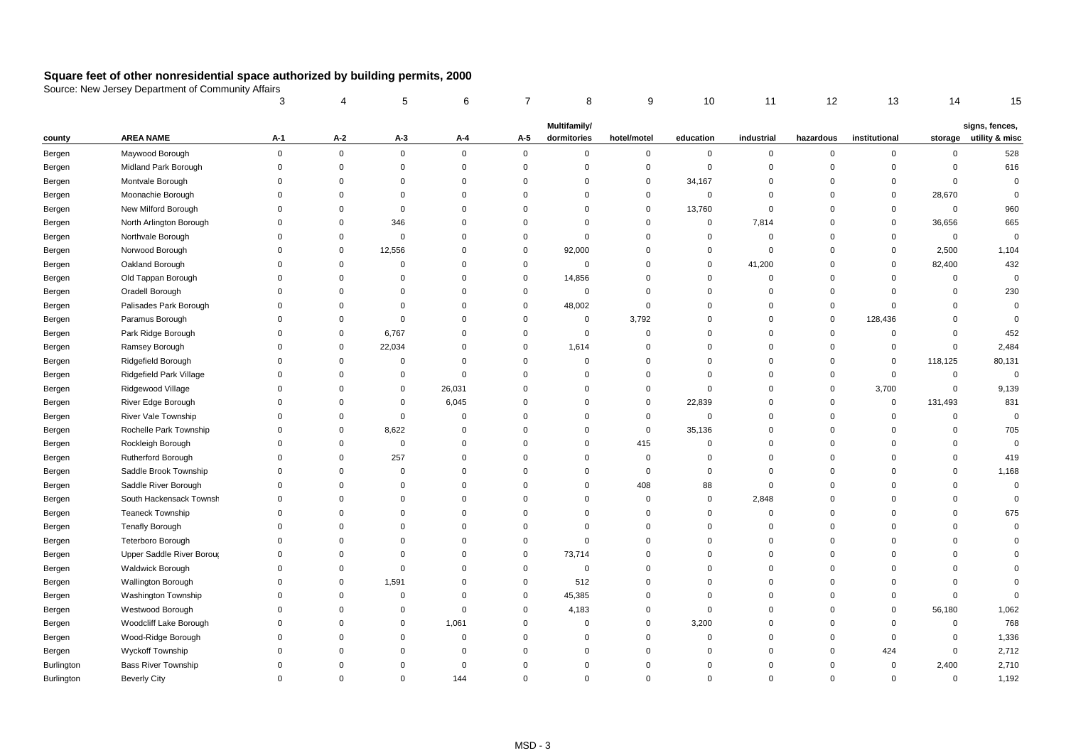## Square feet of other nonresidential space authorized by building permits, 2000

Source: New Jersey Department of Community Affairs

| | | 3 | 4 | 5 | 6 | 7 | 8 | 9 | 10 | 11 | 12 | 13 | 14 | 15 |
|---|---|---|---|---|---|---|---|---|---|---|---|---|---|---|
| county | AREA NAME | A-1 | A-2 | A-3 | A-4 | A-5 | Multifamily/ dormitories | hotel/motel | education | industrial | hazardous | institutional | storage | signs, fences, utility & misc |
| Bergen | Maywood Borough | 0 | 0 | 0 | 0 | 0 | 0 | 0 | 0 | 0 | 0 | 0 | 0 | 528 |
| Bergen | Midland Park Borough | 0 | 0 | 0 | 0 | 0 | 0 | 0 | 0 | 0 | 0 | 0 | 0 | 616 |
| Bergen | Montvale Borough | 0 | 0 | 0 | 0 | 0 | 0 | 0 | 34,167 | 0 | 0 | 0 | 0 | 0 |
| Bergen | Moonachie Borough | 0 | 0 | 0 | 0 | 0 | 0 | 0 | 0 | 0 | 0 | 0 | 28,670 | 0 |
| Bergen | New Milford Borough | 0 | 0 | 0 | 0 | 0 | 0 | 0 | 13,760 | 0 | 0 | 0 | 0 | 960 |
| Bergen | North Arlington Borough | 0 | 0 | 346 | 0 | 0 | 0 | 0 | 0 | 7,814 | 0 | 0 | 36,656 | 665 |
| Bergen | Northvale Borough | 0 | 0 | 0 | 0 | 0 | 0 | 0 | 0 | 0 | 0 | 0 | 0 | 0 |
| Bergen | Norwood Borough | 0 | 0 | 12,556 | 0 | 0 | 92,000 | 0 | 0 | 0 | 0 | 0 | 2,500 | 1,104 |
| Bergen | Oakland Borough | 0 | 0 | 0 | 0 | 0 | 0 | 0 | 0 | 41,200 | 0 | 0 | 82,400 | 432 |
| Bergen | Old Tappan Borough | 0 | 0 | 0 | 0 | 0 | 14,856 | 0 | 0 | 0 | 0 | 0 | 0 | 0 |
| Bergen | Oradell Borough | 0 | 0 | 0 | 0 | 0 | 0 | 0 | 0 | 0 | 0 | 0 | 0 | 230 |
| Bergen | Palisades Park Borough | 0 | 0 | 0 | 0 | 0 | 48,002 | 0 | 0 | 0 | 0 | 0 | 0 | 0 |
| Bergen | Paramus Borough | 0 | 0 | 0 | 0 | 0 | 0 | 3,792 | 0 | 0 | 0 | 128,436 | 0 | 0 |
| Bergen | Park Ridge Borough | 0 | 0 | 6,767 | 0 | 0 | 0 | 0 | 0 | 0 | 0 | 0 | 0 | 452 |
| Bergen | Ramsey Borough | 0 | 0 | 22,034 | 0 | 0 | 1,614 | 0 | 0 | 0 | 0 | 0 | 0 | 2,484 |
| Bergen | Ridgefield Borough | 0 | 0 | 0 | 0 | 0 | 0 | 0 | 0 | 0 | 0 | 0 | 118,125 | 80,131 |
| Bergen | Ridgefield Park Village | 0 | 0 | 0 | 0 | 0 | 0 | 0 | 0 | 0 | 0 | 0 | 0 | 0 |
| Bergen | Ridgewood Village | 0 | 0 | 0 | 26,031 | 0 | 0 | 0 | 0 | 0 | 0 | 3,700 | 0 | 9,139 |
| Bergen | River Edge Borough | 0 | 0 | 0 | 6,045 | 0 | 0 | 0 | 22,839 | 0 | 0 | 0 | 131,493 | 831 |
| Bergen | River Vale Township | 0 | 0 | 0 | 0 | 0 | 0 | 0 | 0 | 0 | 0 | 0 | 0 | 0 |
| Bergen | Rochelle Park Township | 0 | 0 | 8,622 | 0 | 0 | 0 | 0 | 35,136 | 0 | 0 | 0 | 0 | 705 |
| Bergen | Rockleigh Borough | 0 | 0 | 0 | 0 | 0 | 0 | 415 | 0 | 0 | 0 | 0 | 0 | 0 |
| Bergen | Rutherford Borough | 0 | 0 | 257 | 0 | 0 | 0 | 0 | 0 | 0 | 0 | 0 | 0 | 419 |
| Bergen | Saddle Brook Township | 0 | 0 | 0 | 0 | 0 | 0 | 0 | 0 | 0 | 0 | 0 | 0 | 1,168 |
| Bergen | Saddle River Borough | 0 | 0 | 0 | 0 | 0 | 0 | 408 | 88 | 0 | 0 | 0 | 0 | 0 |
| Bergen | South Hackensack Townsh | 0 | 0 | 0 | 0 | 0 | 0 | 0 | 0 | 2,848 | 0 | 0 | 0 | 0 |
| Bergen | Teaneck Township | 0 | 0 | 0 | 0 | 0 | 0 | 0 | 0 | 0 | 0 | 0 | 0 | 675 |
| Bergen | Tenafly Borough | 0 | 0 | 0 | 0 | 0 | 0 | 0 | 0 | 0 | 0 | 0 | 0 | 0 |
| Bergen | Teterboro Borough | 0 | 0 | 0 | 0 | 0 | 0 | 0 | 0 | 0 | 0 | 0 | 0 | 0 |
| Bergen | Upper Saddle River Boroug | 0 | 0 | 0 | 0 | 0 | 73,714 | 0 | 0 | 0 | 0 | 0 | 0 | 0 |
| Bergen | Waldwick Borough | 0 | 0 | 0 | 0 | 0 | 0 | 0 | 0 | 0 | 0 | 0 | 0 | 0 |
| Bergen | Wallington Borough | 0 | 0 | 1,591 | 0 | 0 | 512 | 0 | 0 | 0 | 0 | 0 | 0 | 0 |
| Bergen | Washington Township | 0 | 0 | 0 | 0 | 0 | 45,385 | 0 | 0 | 0 | 0 | 0 | 0 | 0 |
| Bergen | Westwood Borough | 0 | 0 | 0 | 0 | 0 | 4,183 | 0 | 0 | 0 | 0 | 0 | 56,180 | 1,062 |
| Bergen | Woodcliff Lake Borough | 0 | 0 | 0 | 1,061 | 0 | 0 | 0 | 3,200 | 0 | 0 | 0 | 0 | 768 |
| Bergen | Wood-Ridge Borough | 0 | 0 | 0 | 0 | 0 | 0 | 0 | 0 | 0 | 0 | 0 | 0 | 1,336 |
| Bergen | Wyckoff Township | 0 | 0 | 0 | 0 | 0 | 0 | 0 | 0 | 0 | 0 | 424 | 0 | 2,712 |
| Burlington | Bass River Township | 0 | 0 | 0 | 0 | 0 | 0 | 0 | 0 | 0 | 0 | 0 | 2,400 | 2,710 |
| Burlington | Beverly City | 0 | 0 | 0 | 144 | 0 | 0 | 0 | 0 | 0 | 0 | 0 | 0 | 1,192 |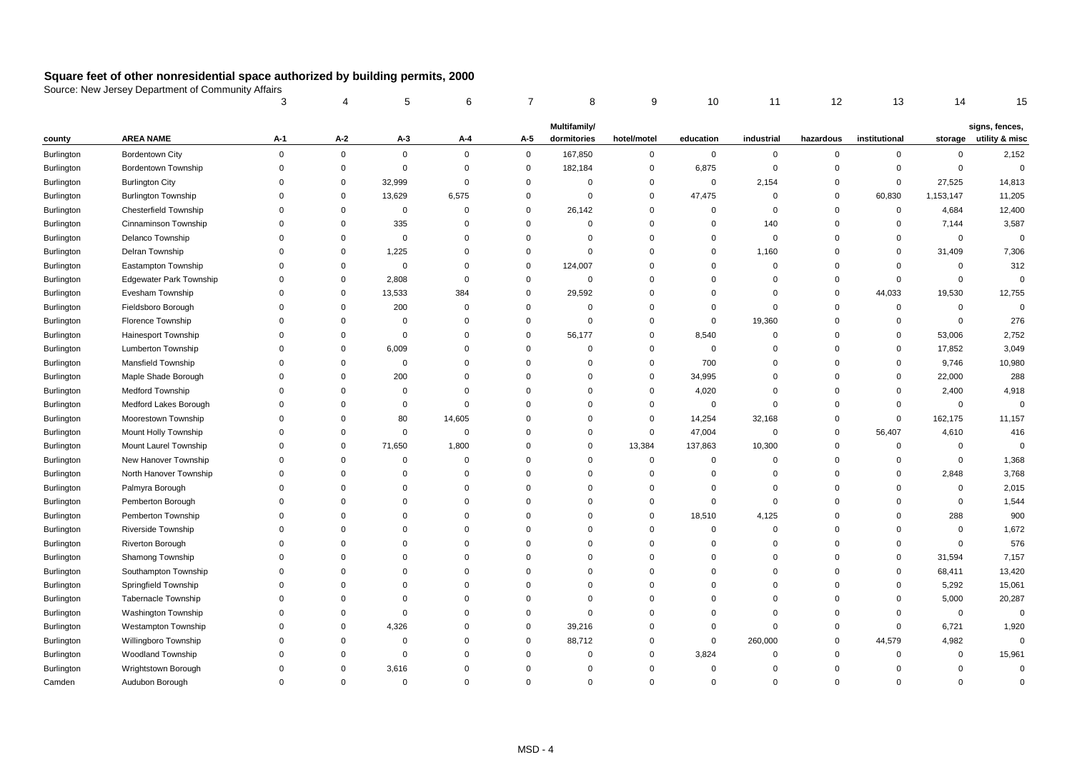# Square feet of other nonresidential space authorized by building permits, 2000

Source: New Jersey Department of Community Affairs

| | | 3 | 4 | 5 | 6 | 7 | 8 | 9 | 10 | 11 | 12 | 13 | 14 | 15 |
|---|---|---|---|---|---|---|---|---|---|---|---|---|---|---|
| county | AREA NAME | A-1 | A-2 | A-3 | A-4 | A-5 | Multifamily/ dormitories | hotel/motel | education | industrial | hazardous | institutional | storage | signs, fences, utility & misc |
| Burlington | Bordentown City | 0 | 0 | 0 | 0 | 0 | 167,850 | 0 | 0 | 0 | 0 | 0 | 0 | 2,152 |
| Burlington | Bordentown Township | 0 | 0 | 0 | 0 | 0 | 182,184 | 0 | 6,875 | 0 | 0 | 0 | 0 | 0 |
| Burlington | Burlington City | 0 | 0 | 32,999 | 0 | 0 | 0 | 0 | 0 | 2,154 | 0 | 0 | 27,525 | 14,813 |
| Burlington | Burlington Township | 0 | 0 | 13,629 | 6,575 | 0 | 0 | 0 | 47,475 | 0 | 0 | 60,830 | 1,153,147 | 11,205 |
| Burlington | Chesterfield Township | 0 | 0 | 0 | 0 | 0 | 26,142 | 0 | 0 | 0 | 0 | 0 | 4,684 | 12,400 |
| Burlington | Cinnaminson Township | 0 | 0 | 335 | 0 | 0 | 0 | 0 | 0 | 140 | 0 | 0 | 7,144 | 3,587 |
| Burlington | Delanco Township | 0 | 0 | 0 | 0 | 0 | 0 | 0 | 0 | 0 | 0 | 0 | 0 | 0 |
| Burlington | Delran Township | 0 | 0 | 1,225 | 0 | 0 | 0 | 0 | 0 | 1,160 | 0 | 0 | 31,409 | 7,306 |
| Burlington | Eastampton Township | 0 | 0 | 0 | 0 | 0 | 124,007 | 0 | 0 | 0 | 0 | 0 | 0 | 312 |
| Burlington | Edgewater Park Township | 0 | 0 | 2,808 | 0 | 0 | 0 | 0 | 0 | 0 | 0 | 0 | 0 | 0 |
| Burlington | Evesham Township | 0 | 0 | 13,533 | 384 | 0 | 29,592 | 0 | 0 | 0 | 0 | 44,033 | 19,530 | 12,755 |
| Burlington | Fieldsboro Borough | 0 | 0 | 200 | 0 | 0 | 0 | 0 | 0 | 0 | 0 | 0 | 0 | 0 |
| Burlington | Florence Township | 0 | 0 | 0 | 0 | 0 | 0 | 0 | 0 | 19,360 | 0 | 0 | 0 | 276 |
| Burlington | Hainesport Township | 0 | 0 | 0 | 0 | 0 | 56,177 | 0 | 8,540 | 0 | 0 | 0 | 53,006 | 2,752 |
| Burlington | Lumberton Township | 0 | 0 | 6,009 | 0 | 0 | 0 | 0 | 0 | 0 | 0 | 0 | 17,852 | 3,049 |
| Burlington | Mansfield Township | 0 | 0 | 0 | 0 | 0 | 0 | 0 | 700 | 0 | 0 | 0 | 9,746 | 10,980 |
| Burlington | Maple Shade Borough | 0 | 0 | 200 | 0 | 0 | 0 | 0 | 34,995 | 0 | 0 | 0 | 22,000 | 288 |
| Burlington | Medford Township | 0 | 0 | 0 | 0 | 0 | 0 | 0 | 4,020 | 0 | 0 | 0 | 2,400 | 4,918 |
| Burlington | Medford Lakes Borough | 0 | 0 | 0 | 0 | 0 | 0 | 0 | 0 | 0 | 0 | 0 | 0 | 0 |
| Burlington | Moorestown Township | 0 | 0 | 80 | 14,605 | 0 | 0 | 0 | 14,254 | 32,168 | 0 | 0 | 162,175 | 11,157 |
| Burlington | Mount Holly Township | 0 | 0 | 0 | 0 | 0 | 0 | 0 | 47,004 | 0 | 0 | 56,407 | 4,610 | 416 |
| Burlington | Mount Laurel Township | 0 | 0 | 71,650 | 1,800 | 0 | 0 | 13,384 | 137,863 | 10,300 | 0 | 0 | 0 | 0 |
| Burlington | New Hanover Township | 0 | 0 | 0 | 0 | 0 | 0 | 0 | 0 | 0 | 0 | 0 | 0 | 1,368 |
| Burlington | North Hanover Township | 0 | 0 | 0 | 0 | 0 | 0 | 0 | 0 | 0 | 0 | 0 | 2,848 | 3,768 |
| Burlington | Palmyra Borough | 0 | 0 | 0 | 0 | 0 | 0 | 0 | 0 | 0 | 0 | 0 | 0 | 2,015 |
| Burlington | Pemberton Borough | 0 | 0 | 0 | 0 | 0 | 0 | 0 | 0 | 0 | 0 | 0 | 0 | 1,544 |
| Burlington | Pemberton Township | 0 | 0 | 0 | 0 | 0 | 0 | 0 | 18,510 | 4,125 | 0 | 0 | 288 | 900 |
| Burlington | Riverside Township | 0 | 0 | 0 | 0 | 0 | 0 | 0 | 0 | 0 | 0 | 0 | 0 | 1,672 |
| Burlington | Riverton Borough | 0 | 0 | 0 | 0 | 0 | 0 | 0 | 0 | 0 | 0 | 0 | 0 | 576 |
| Burlington | Shamong Township | 0 | 0 | 0 | 0 | 0 | 0 | 0 | 0 | 0 | 0 | 0 | 31,594 | 7,157 |
| Burlington | Southampton Township | 0 | 0 | 0 | 0 | 0 | 0 | 0 | 0 | 0 | 0 | 0 | 68,411 | 13,420 |
| Burlington | Springfield Township | 0 | 0 | 0 | 0 | 0 | 0 | 0 | 0 | 0 | 0 | 0 | 5,292 | 15,061 |
| Burlington | Tabernacle Township | 0 | 0 | 0 | 0 | 0 | 0 | 0 | 0 | 0 | 0 | 0 | 5,000 | 20,287 |
| Burlington | Washington Township | 0 | 0 | 0 | 0 | 0 | 0 | 0 | 0 | 0 | 0 | 0 | 0 | 0 |
| Burlington | Westampton Township | 0 | 0 | 4,326 | 0 | 0 | 39,216 | 0 | 0 | 0 | 0 | 0 | 6,721 | 1,920 |
| Burlington | Willingboro Township | 0 | 0 | 0 | 0 | 0 | 88,712 | 0 | 0 | 260,000 | 0 | 44,579 | 4,982 | 0 |
| Burlington | Woodland Township | 0 | 0 | 0 | 0 | 0 | 0 | 0 | 3,824 | 0 | 0 | 0 | 0 | 15,961 |
| Burlington | Wrightstown Borough | 0 | 0 | 3,616 | 0 | 0 | 0 | 0 | 0 | 0 | 0 | 0 | 0 | 0 |
| Camden | Audubon Borough | 0 | 0 | 0 | 0 | 0 | 0 | 0 | 0 | 0 | 0 | 0 | 0 | 0 |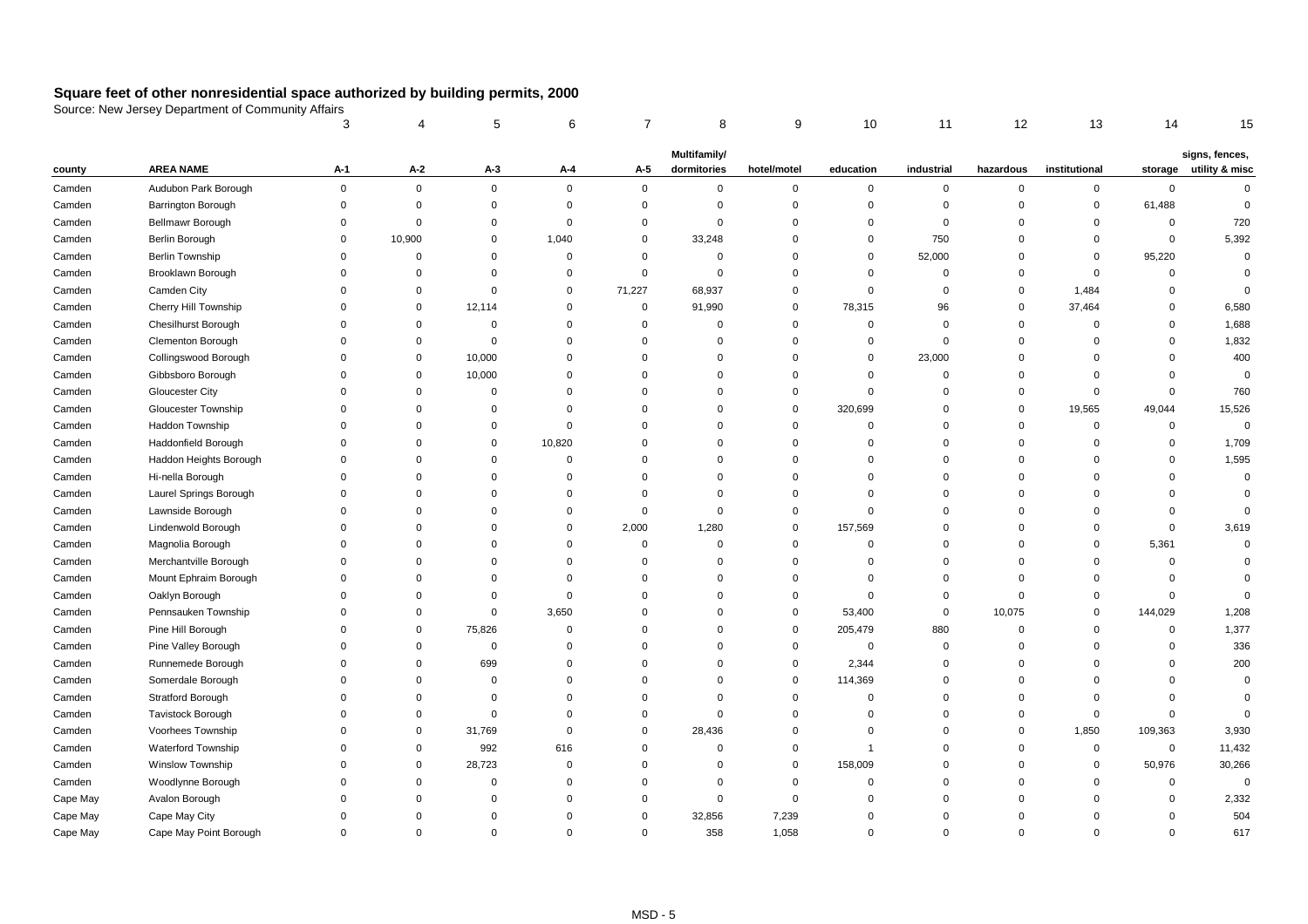## Square feet of other nonresidential space authorized by building permits, 2000

Source: New Jersey Department of Community Affairs

| | | 3 | 4 | 5 | 6 | 7 | 8 | 9 | 10 | 11 | 12 | 13 | 14 | 15 |
|---|---|---|---|---|---|---|---|---|---|---|---|---|---|---|
| county | AREA NAME | A-1 | A-2 | A-3 | A-4 | A-5 | Multifamily/ dormitories | hotel/motel | education | industrial | hazardous | institutional | storage | signs, fences, utility & misc |
| Camden | Audubon Park Borough | 0 | 0 | 0 | 0 | 0 | 0 | 0 | 0 | 0 | 0 | 0 | 0 | 0 |
| Camden | Barrington Borough | 0 | 0 | 0 | 0 | 0 | 0 | 0 | 0 | 0 | 0 | 0 | 61,488 | 0 |
| Camden | Bellmawr Borough | 0 | 0 | 0 | 0 | 0 | 0 | 0 | 0 | 0 | 0 | 0 | 0 | 720 |
| Camden | Berlin Borough | 0 | 10,900 | 0 | 1,040 | 0 | 33,248 | 0 | 0 | 750 | 0 | 0 | 0 | 5,392 |
| Camden | Berlin Township | 0 | 0 | 0 | 0 | 0 | 0 | 0 | 0 | 52,000 | 0 | 0 | 95,220 | 0 |
| Camden | Brooklawn Borough | 0 | 0 | 0 | 0 | 0 | 0 | 0 | 0 | 0 | 0 | 0 | 0 | 0 |
| Camden | Camden City | 0 | 0 | 0 | 0 | 71,227 | 68,937 | 0 | 0 | 0 | 0 | 1,484 | 0 | 0 |
| Camden | Cherry Hill Township | 0 | 0 | 12,114 | 0 | 0 | 91,990 | 0 | 78,315 | 96 | 0 | 37,464 | 0 | 6,580 |
| Camden | Chesilhurst Borough | 0 | 0 | 0 | 0 | 0 | 0 | 0 | 0 | 0 | 0 | 0 | 0 | 1,688 |
| Camden | Clementon Borough | 0 | 0 | 0 | 0 | 0 | 0 | 0 | 0 | 0 | 0 | 0 | 0 | 1,832 |
| Camden | Collingswood Borough | 0 | 0 | 10,000 | 0 | 0 | 0 | 0 | 0 | 23,000 | 0 | 0 | 0 | 400 |
| Camden | Gibbsboro Borough | 0 | 0 | 10,000 | 0 | 0 | 0 | 0 | 0 | 0 | 0 | 0 | 0 | 0 |
| Camden | Gloucester City | 0 | 0 | 0 | 0 | 0 | 0 | 0 | 0 | 0 | 0 | 0 | 0 | 760 |
| Camden | Gloucester Township | 0 | 0 | 0 | 0 | 0 | 0 | 0 | 320,699 | 0 | 0 | 19,565 | 49,044 | 15,526 |
| Camden | Haddon Township | 0 | 0 | 0 | 0 | 0 | 0 | 0 | 0 | 0 | 0 | 0 | 0 | 0 |
| Camden | Haddonfield Borough | 0 | 0 | 0 | 10,820 | 0 | 0 | 0 | 0 | 0 | 0 | 0 | 0 | 1,709 |
| Camden | Haddon Heights Borough | 0 | 0 | 0 | 0 | 0 | 0 | 0 | 0 | 0 | 0 | 0 | 0 | 1,595 |
| Camden | Hi-nella Borough | 0 | 0 | 0 | 0 | 0 | 0 | 0 | 0 | 0 | 0 | 0 | 0 | 0 |
| Camden | Laurel Springs Borough | 0 | 0 | 0 | 0 | 0 | 0 | 0 | 0 | 0 | 0 | 0 | 0 | 0 |
| Camden | Lawnside Borough | 0 | 0 | 0 | 0 | 0 | 0 | 0 | 0 | 0 | 0 | 0 | 0 | 0 |
| Camden | Lindenwold Borough | 0 | 0 | 0 | 0 | 2,000 | 1,280 | 0 | 157,569 | 0 | 0 | 0 | 0 | 3,619 |
| Camden | Magnolia Borough | 0 | 0 | 0 | 0 | 0 | 0 | 0 | 0 | 0 | 0 | 0 | 5,361 | 0 |
| Camden | Merchantville Borough | 0 | 0 | 0 | 0 | 0 | 0 | 0 | 0 | 0 | 0 | 0 | 0 | 0 |
| Camden | Mount Ephraim Borough | 0 | 0 | 0 | 0 | 0 | 0 | 0 | 0 | 0 | 0 | 0 | 0 | 0 |
| Camden | Oaklyn Borough | 0 | 0 | 0 | 0 | 0 | 0 | 0 | 0 | 0 | 0 | 0 | 0 | 0 |
| Camden | Pennsauken Township | 0 | 0 | 0 | 3,650 | 0 | 0 | 0 | 53,400 | 0 | 10,075 | 0 | 144,029 | 1,208 |
| Camden | Pine Hill Borough | 0 | 0 | 75,826 | 0 | 0 | 0 | 0 | 205,479 | 880 | 0 | 0 | 0 | 1,377 |
| Camden | Pine Valley Borough | 0 | 0 | 0 | 0 | 0 | 0 | 0 | 0 | 0 | 0 | 0 | 0 | 336 |
| Camden | Runnemede Borough | 0 | 0 | 699 | 0 | 0 | 0 | 0 | 2,344 | 0 | 0 | 0 | 0 | 200 |
| Camden | Somerdale Borough | 0 | 0 | 0 | 0 | 0 | 0 | 0 | 114,369 | 0 | 0 | 0 | 0 | 0 |
| Camden | Stratford Borough | 0 | 0 | 0 | 0 | 0 | 0 | 0 | 0 | 0 | 0 | 0 | 0 | 0 |
| Camden | Tavistock Borough | 0 | 0 | 0 | 0 | 0 | 0 | 0 | 0 | 0 | 0 | 0 | 0 | 0 |
| Camden | Voorhees Township | 0 | 0 | 31,769 | 0 | 0 | 28,436 | 0 | 0 | 0 | 0 | 1,850 | 109,363 | 3,930 |
| Camden | Waterford Township | 0 | 0 | 992 | 616 | 0 | 0 | 0 | 1 | 0 | 0 | 0 | 0 | 11,432 |
| Camden | Winslow Township | 0 | 0 | 28,723 | 0 | 0 | 0 | 0 | 158,009 | 0 | 0 | 0 | 50,976 | 30,266 |
| Camden | Woodlynne Borough | 0 | 0 | 0 | 0 | 0 | 0 | 0 | 0 | 0 | 0 | 0 | 0 | 0 |
| Cape May | Avalon Borough | 0 | 0 | 0 | 0 | 0 | 0 | 0 | 0 | 0 | 0 | 0 | 0 | 2,332 |
| Cape May | Cape May City | 0 | 0 | 0 | 0 | 0 | 32,856 | 7,239 | 0 | 0 | 0 | 0 | 0 | 504 |
| Cape May | Cape May Point Borough | 0 | 0 | 0 | 0 | 0 | 358 | 1,058 | 0 | 0 | 0 | 0 | 0 | 617 |

MSD - 5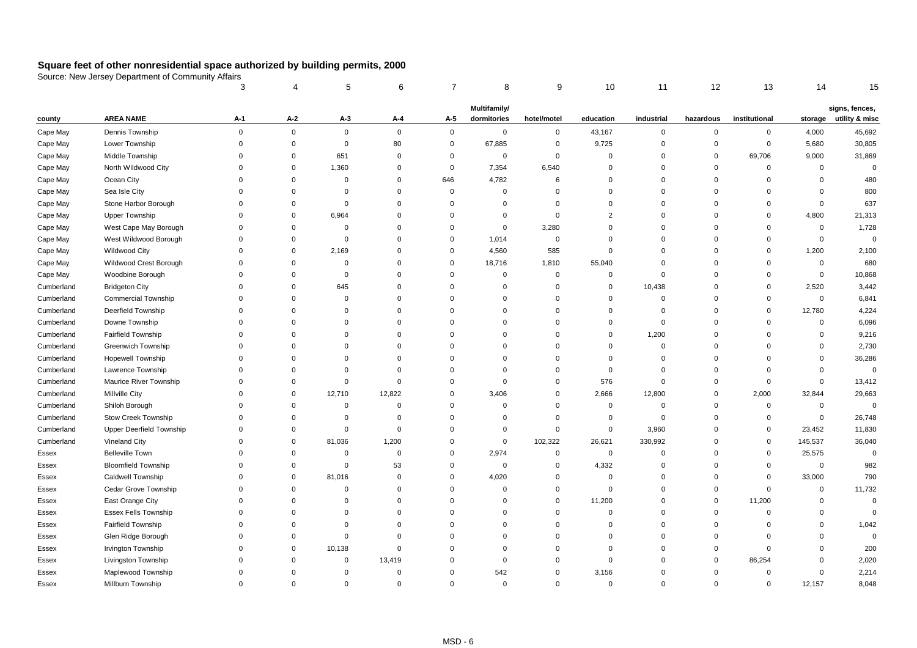# Square feet of other nonresidential space authorized by building permits, 2000

Source: New Jersey Department of Community Affairs

| | | 3 | 4 | 5 | 6 | 7 | 8 | 9 | 10 | 11 | 12 | 13 | 14 | 15 |
|---|---|---|---|---|---|---|---|---|---|---|---|---|---|---|
| county | AREA NAME | A-1 | A-2 | A-3 | A-4 | A-5 | Multifamily/ dormitories | hotel/motel | education | industrial | hazardous | institutional | storage | signs, fences, utility & misc |
| Cape May | Dennis Township | 0 | 0 | 0 | 0 | 0 | 0 | 0 | 43,167 | 0 | 0 | 0 | 4,000 | 45,692 |
| Cape May | Lower Township | 0 | 0 | 0 | 80 | 0 | 67,885 | 0 | 9,725 | 0 | 0 | 0 | 5,680 | 30,805 |
| Cape May | Middle Township | 0 | 0 | 651 | 0 | 0 | 0 | 0 | 0 | 0 | 0 | 69,706 | 9,000 | 31,869 |
| Cape May | North Wildwood City | 0 | 0 | 1,360 | 0 | 0 | 7,354 | 6,540 | 0 | 0 | 0 | 0 | 0 | 0 |
| Cape May | Ocean City | 0 | 0 | 0 | 0 | 646 | 4,782 | 6 | 0 | 0 | 0 | 0 | 0 | 480 |
| Cape May | Sea Isle City | 0 | 0 | 0 | 0 | 0 | 0 | 0 | 0 | 0 | 0 | 0 | 0 | 800 |
| Cape May | Stone Harbor Borough | 0 | 0 | 0 | 0 | 0 | 0 | 0 | 0 | 0 | 0 | 0 | 0 | 637 |
| Cape May | Upper Township | 0 | 0 | 6,964 | 0 | 0 | 0 | 0 | 2 | 0 | 0 | 0 | 4,800 | 21,313 |
| Cape May | West Cape May Borough | 0 | 0 | 0 | 0 | 0 | 0 | 3,280 | 0 | 0 | 0 | 0 | 0 | 1,728 |
| Cape May | West Wildwood Borough | 0 | 0 | 0 | 0 | 0 | 1,014 | 0 | 0 | 0 | 0 | 0 | 0 | 0 |
| Cape May | Wildwood City | 0 | 0 | 2,169 | 0 | 0 | 4,560 | 585 | 0 | 0 | 0 | 0 | 1,200 | 2,100 |
| Cape May | Wildwood Crest Borough | 0 | 0 | 0 | 0 | 0 | 18,716 | 1,810 | 55,040 | 0 | 0 | 0 | 0 | 680 |
| Cape May | Woodbine Borough | 0 | 0 | 0 | 0 | 0 | 0 | 0 | 0 | 0 | 0 | 0 | 0 | 10,868 |
| Cumberland | Bridgeton City | 0 | 0 | 645 | 0 | 0 | 0 | 0 | 0 | 10,438 | 0 | 0 | 2,520 | 3,442 |
| Cumberland | Commercial Township | 0 | 0 | 0 | 0 | 0 | 0 | 0 | 0 | 0 | 0 | 0 | 0 | 6,841 |
| Cumberland | Deerfield Township | 0 | 0 | 0 | 0 | 0 | 0 | 0 | 0 | 0 | 0 | 0 | 12,780 | 4,224 |
| Cumberland | Downe Township | 0 | 0 | 0 | 0 | 0 | 0 | 0 | 0 | 0 | 0 | 0 | 0 | 6,096 |
| Cumberland | Fairfield Township | 0 | 0 | 0 | 0 | 0 | 0 | 0 | 0 | 1,200 | 0 | 0 | 0 | 9,216 |
| Cumberland | Greenwich Township | 0 | 0 | 0 | 0 | 0 | 0 | 0 | 0 | 0 | 0 | 0 | 0 | 2,730 |
| Cumberland | Hopewell Township | 0 | 0 | 0 | 0 | 0 | 0 | 0 | 0 | 0 | 0 | 0 | 0 | 36,286 |
| Cumberland | Lawrence Township | 0 | 0 | 0 | 0 | 0 | 0 | 0 | 0 | 0 | 0 | 0 | 0 | 0 |
| Cumberland | Maurice River Township | 0 | 0 | 0 | 0 | 0 | 0 | 0 | 576 | 0 | 0 | 0 | 0 | 13,412 |
| Cumberland | Millville City | 0 | 0 | 12,710 | 12,822 | 0 | 3,406 | 0 | 2,666 | 12,800 | 0 | 2,000 | 32,844 | 29,663 |
| Cumberland | Shiloh Borough | 0 | 0 | 0 | 0 | 0 | 0 | 0 | 0 | 0 | 0 | 0 | 0 | 0 |
| Cumberland | Stow Creek Township | 0 | 0 | 0 | 0 | 0 | 0 | 0 | 0 | 0 | 0 | 0 | 0 | 26,748 |
| Cumberland | Upper Deerfield Township | 0 | 0 | 0 | 0 | 0 | 0 | 0 | 0 | 3,960 | 0 | 0 | 23,452 | 11,830 |
| Cumberland | Vineland City | 0 | 0 | 81,036 | 1,200 | 0 | 0 | 102,322 | 26,621 | 330,992 | 0 | 0 | 145,537 | 36,040 |
| Essex | Belleville Town | 0 | 0 | 0 | 0 | 0 | 2,974 | 0 | 0 | 0 | 0 | 0 | 25,575 | 0 |
| Essex | Bloomfield Township | 0 | 0 | 0 | 53 | 0 | 0 | 0 | 4,332 | 0 | 0 | 0 | 0 | 982 |
| Essex | Caldwell Township | 0 | 0 | 81,016 | 0 | 0 | 4,020 | 0 | 0 | 0 | 0 | 0 | 33,000 | 790 |
| Essex | Cedar Grove Township | 0 | 0 | 0 | 0 | 0 | 0 | 0 | 0 | 0 | 0 | 0 | 0 | 11,732 |
| Essex | East Orange City | 0 | 0 | 0 | 0 | 0 | 0 | 0 | 11,200 | 0 | 0 | 11,200 | 0 | 0 |
| Essex | Essex Fells Township | 0 | 0 | 0 | 0 | 0 | 0 | 0 | 0 | 0 | 0 | 0 | 0 | 0 |
| Essex | Fairfield Township | 0 | 0 | 0 | 0 | 0 | 0 | 0 | 0 | 0 | 0 | 0 | 0 | 1,042 |
| Essex | Glen Ridge Borough | 0 | 0 | 0 | 0 | 0 | 0 | 0 | 0 | 0 | 0 | 0 | 0 | 0 |
| Essex | Irvington Township | 0 | 0 | 10,138 | 0 | 0 | 0 | 0 | 0 | 0 | 0 | 0 | 0 | 200 |
| Essex | Livingston Township | 0 | 0 | 0 | 13,419 | 0 | 0 | 0 | 0 | 0 | 0 | 86,254 | 0 | 2,020 |
| Essex | Maplewood Township | 0 | 0 | 0 | 0 | 0 | 542 | 0 | 3,156 | 0 | 0 | 0 | 0 | 2,214 |
| Essex | Millburn Township | 0 | 0 | 0 | 0 | 0 | 0 | 0 | 0 | 0 | 0 | 0 | 12,157 | 8,048 |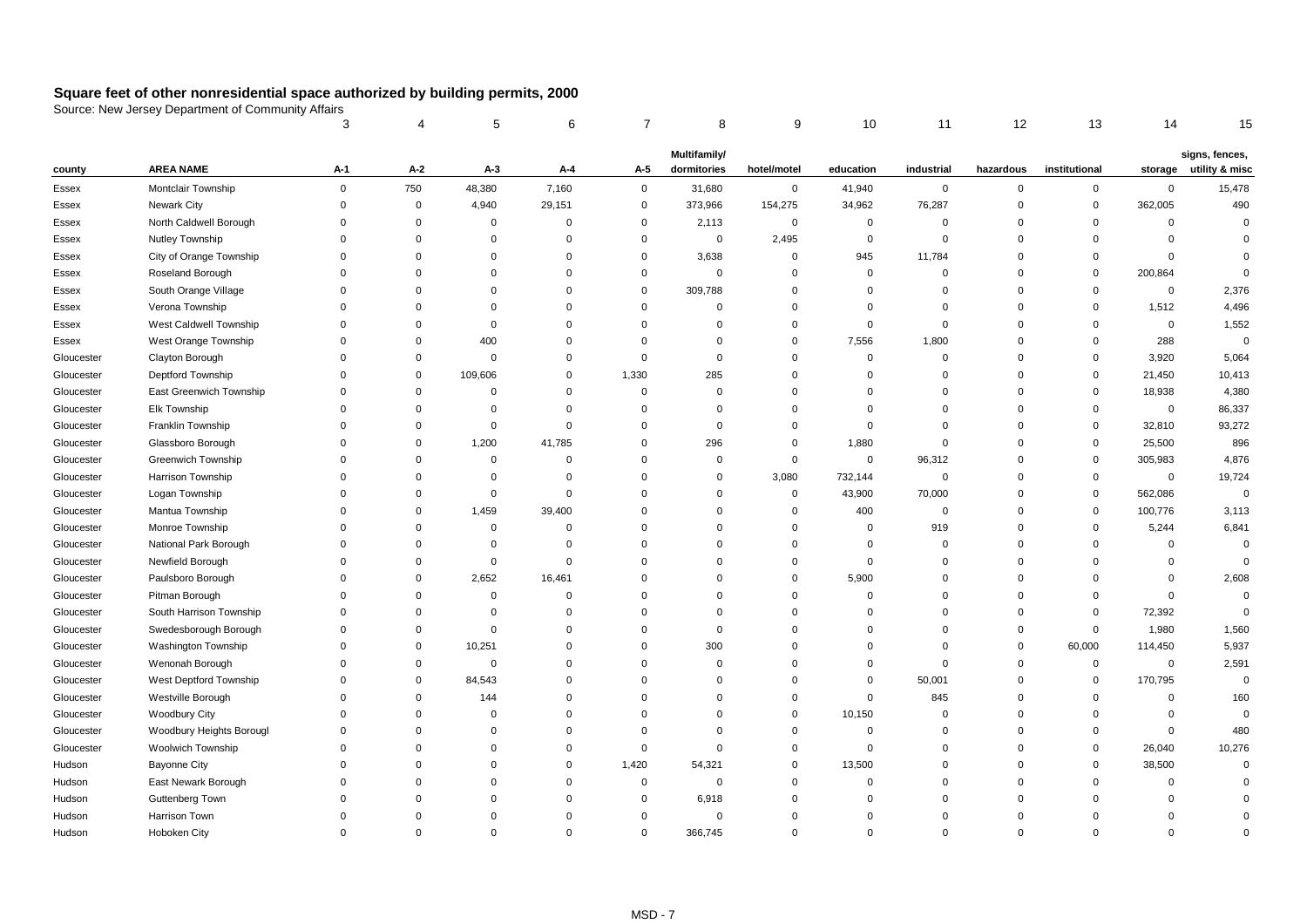# Square feet of other nonresidential space authorized by building permits, 2000

Source: New Jersey Department of Community Affairs

| | | 3 | 4 | 5 | 6 | 7 | 8 | 9 | 10 | 11 | 12 | 13 | 14 | 15 |
|---|---|---|---|---|---|---|---|---|---|---|---|---|---|---|
| county | AREA NAME | A-1 | A-2 | A-3 | A-4 | A-5 | Multifamily/ dormitories | hotel/motel | education | industrial | hazardous | institutional | storage | signs, fences, utility & misc |
| Essex | Montclair Township | 0 | 750 | 48,380 | 7,160 | 0 | 31,680 | 0 | 41,940 | 0 | 0 | 0 | 0 | 15,478 |
| Essex | Newark City | 0 | 0 | 4,940 | 29,151 | 0 | 373,966 | 154,275 | 34,962 | 76,287 | 0 | 0 | 362,005 | 490 |
| Essex | North Caldwell Borough | 0 | 0 | 0 | 0 | 0 | 2,113 | 0 | 0 | 0 | 0 | 0 | 0 | 0 |
| Essex | Nutley Township | 0 | 0 | 0 | 0 | 0 | 0 | 2,495 | 0 | 0 | 0 | 0 | 0 | 0 |
| Essex | City of Orange Township | 0 | 0 | 0 | 0 | 0 | 3,638 | 0 | 945 | 11,784 | 0 | 0 | 0 | 0 |
| Essex | Roseland Borough | 0 | 0 | 0 | 0 | 0 | 0 | 0 | 0 | 0 | 0 | 0 | 200,864 | 0 |
| Essex | South Orange Village | 0 | 0 | 0 | 0 | 0 | 309,788 | 0 | 0 | 0 | 0 | 0 | 0 | 2,376 |
| Essex | Verona Township | 0 | 0 | 0 | 0 | 0 | 0 | 0 | 0 | 0 | 0 | 0 | 1,512 | 4,496 |
| Essex | West Caldwell Township | 0 | 0 | 0 | 0 | 0 | 0 | 0 | 0 | 0 | 0 | 0 | 0 | 1,552 |
| Essex | West Orange Township | 0 | 0 | 400 | 0 | 0 | 0 | 0 | 7,556 | 1,800 | 0 | 0 | 288 | 0 |
| Gloucester | Clayton Borough | 0 | 0 | 0 | 0 | 0 | 0 | 0 | 0 | 0 | 0 | 0 | 3,920 | 5,064 |
| Gloucester | Deptford Township | 0 | 0 | 109,606 | 0 | 1,330 | 285 | 0 | 0 | 0 | 0 | 0 | 21,450 | 10,413 |
| Gloucester | East Greenwich Township | 0 | 0 | 0 | 0 | 0 | 0 | 0 | 0 | 0 | 0 | 0 | 18,938 | 4,380 |
| Gloucester | Elk Township | 0 | 0 | 0 | 0 | 0 | 0 | 0 | 0 | 0 | 0 | 0 | 0 | 86,337 |
| Gloucester | Franklin Township | 0 | 0 | 0 | 0 | 0 | 0 | 0 | 0 | 0 | 0 | 0 | 32,810 | 93,272 |
| Gloucester | Glassboro Borough | 0 | 0 | 1,200 | 41,785 | 0 | 296 | 0 | 1,880 | 0 | 0 | 0 | 25,500 | 896 |
| Gloucester | Greenwich Township | 0 | 0 | 0 | 0 | 0 | 0 | 0 | 0 | 96,312 | 0 | 0 | 305,983 | 4,876 |
| Gloucester | Harrison Township | 0 | 0 | 0 | 0 | 0 | 0 | 3,080 | 732,144 | 0 | 0 | 0 | 0 | 19,724 |
| Gloucester | Logan Township | 0 | 0 | 0 | 0 | 0 | 0 | 0 | 43,900 | 70,000 | 0 | 0 | 562,086 | 0 |
| Gloucester | Mantua Township | 0 | 0 | 1,459 | 39,400 | 0 | 0 | 0 | 400 | 0 | 0 | 0 | 100,776 | 3,113 |
| Gloucester | Monroe Township | 0 | 0 | 0 | 0 | 0 | 0 | 0 | 0 | 919 | 0 | 0 | 5,244 | 6,841 |
| Gloucester | National Park Borough | 0 | 0 | 0 | 0 | 0 | 0 | 0 | 0 | 0 | 0 | 0 | 0 | 0 |
| Gloucester | Newfield Borough | 0 | 0 | 0 | 0 | 0 | 0 | 0 | 0 | 0 | 0 | 0 | 0 | 0 |
| Gloucester | Paulsboro Borough | 0 | 0 | 2,652 | 16,461 | 0 | 0 | 0 | 5,900 | 0 | 0 | 0 | 0 | 2,608 |
| Gloucester | Pitman Borough | 0 | 0 | 0 | 0 | 0 | 0 | 0 | 0 | 0 | 0 | 0 | 0 | 0 |
| Gloucester | South Harrison Township | 0 | 0 | 0 | 0 | 0 | 0 | 0 | 0 | 0 | 0 | 0 | 72,392 | 0 |
| Gloucester | Swedesborough Borough | 0 | 0 | 0 | 0 | 0 | 0 | 0 | 0 | 0 | 0 | 0 | 1,980 | 1,560 |
| Gloucester | Washington Township | 0 | 0 | 10,251 | 0 | 0 | 300 | 0 | 0 | 0 | 0 | 60,000 | 114,450 | 5,937 |
| Gloucester | Wenonah Borough | 0 | 0 | 0 | 0 | 0 | 0 | 0 | 0 | 0 | 0 | 0 | 0 | 2,591 |
| Gloucester | West Deptford Township | 0 | 0 | 84,543 | 0 | 0 | 0 | 0 | 0 | 50,001 | 0 | 0 | 170,795 | 0 |
| Gloucester | Westville Borough | 0 | 0 | 144 | 0 | 0 | 0 | 0 | 0 | 845 | 0 | 0 | 0 | 160 |
| Gloucester | Woodbury City | 0 | 0 | 0 | 0 | 0 | 0 | 0 | 10,150 | 0 | 0 | 0 | 0 | 0 |
| Gloucester | Woodbury Heights Borougl | 0 | 0 | 0 | 0 | 0 | 0 | 0 | 0 | 0 | 0 | 0 | 0 | 480 |
| Gloucester | Woolwich Township | 0 | 0 | 0 | 0 | 0 | 0 | 0 | 0 | 0 | 0 | 0 | 26,040 | 10,276 |
| Hudson | Bayonne City | 0 | 0 | 0 | 0 | 1,420 | 54,321 | 0 | 13,500 | 0 | 0 | 0 | 38,500 | 0 |
| Hudson | East Newark Borough | 0 | 0 | 0 | 0 | 0 | 0 | 0 | 0 | 0 | 0 | 0 | 0 | 0 |
| Hudson | Guttenberg Town | 0 | 0 | 0 | 0 | 0 | 6,918 | 0 | 0 | 0 | 0 | 0 | 0 | 0 |
| Hudson | Harrison Town | 0 | 0 | 0 | 0 | 0 | 0 | 0 | 0 | 0 | 0 | 0 | 0 | 0 |
| Hudson | Hoboken City | 0 | 0 | 0 | 0 | 0 | 366,745 | 0 | 0 | 0 | 0 | 0 | 0 | 0 |

MSD - 7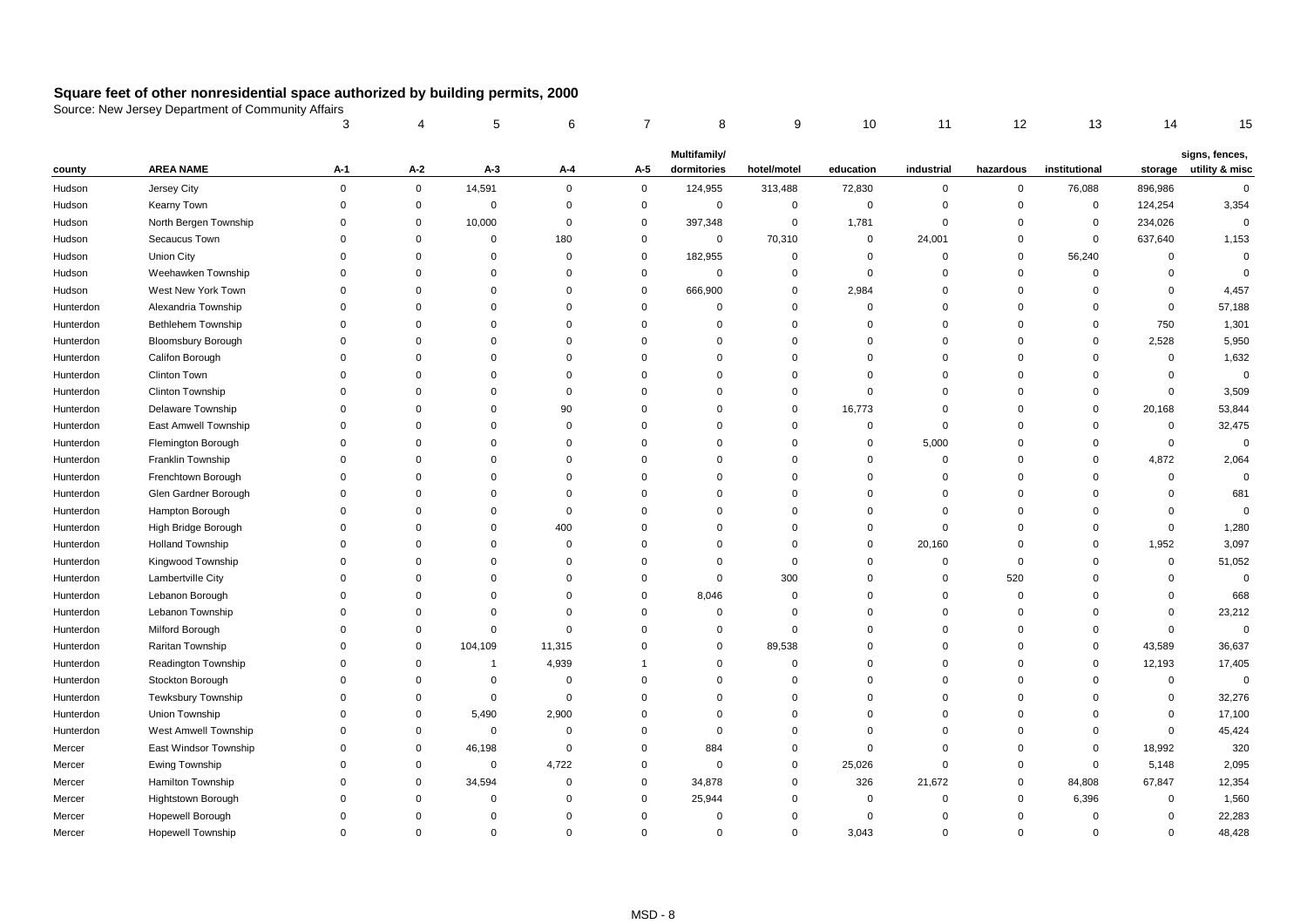# Square feet of other nonresidential space authorized by building permits, 2000

Source: New Jersey Department of Community Affairs

| | | 3 | 4 | 5 | 6 | 7 | 8 | 9 | 10 | 11 | 12 | 13 | 14 | 15 |
|---|---|---|---|---|---|---|---|---|---|---|---|---|---|---|
| county | AREA NAME | A-1 | A-2 | A-3 | A-4 | A-5 | Multifamily/ dormitories | hotel/motel | education | industrial | hazardous | institutional | storage | signs, fences, utility & misc |
| Hudson | Jersey City | 0 | 0 | 14,591 | 0 | 0 | 124,955 | 313,488 | 72,830 | 0 | 0 | 76,088 | 896,986 | 0 |
| Hudson | Kearny Town | 0 | 0 | 0 | 0 | 0 | 0 | 0 | 0 | 0 | 0 | 0 | 124,254 | 3,354 |
| Hudson | North Bergen Township | 0 | 0 | 10,000 | 0 | 0 | 397,348 | 0 | 1,781 | 0 | 0 | 0 | 234,026 | 0 |
| Hudson | Secaucus Town | 0 | 0 | 0 | 180 | 0 | 0 | 70,310 | 0 | 24,001 | 0 | 0 | 637,640 | 1,153 |
| Hudson | Union City | 0 | 0 | 0 | 0 | 0 | 182,955 | 0 | 0 | 0 | 0 | 56,240 | 0 | 0 |
| Hudson | Weehawken Township | 0 | 0 | 0 | 0 | 0 | 0 | 0 | 0 | 0 | 0 | 0 | 0 | 0 |
| Hudson | West New York Town | 0 | 0 | 0 | 0 | 0 | 666,900 | 0 | 2,984 | 0 | 0 | 0 | 0 | 4,457 |
| Hunterdon | Alexandria Township | 0 | 0 | 0 | 0 | 0 | 0 | 0 | 0 | 0 | 0 | 0 | 0 | 57,188 |
| Hunterdon | Bethlehem Township | 0 | 0 | 0 | 0 | 0 | 0 | 0 | 0 | 0 | 0 | 0 | 750 | 1,301 |
| Hunterdon | Bloomsbury Borough | 0 | 0 | 0 | 0 | 0 | 0 | 0 | 0 | 0 | 0 | 0 | 2,528 | 5,950 |
| Hunterdon | Califon Borough | 0 | 0 | 0 | 0 | 0 | 0 | 0 | 0 | 0 | 0 | 0 | 0 | 1,632 |
| Hunterdon | Clinton Town | 0 | 0 | 0 | 0 | 0 | 0 | 0 | 0 | 0 | 0 | 0 | 0 | 0 |
| Hunterdon | Clinton Township | 0 | 0 | 0 | 0 | 0 | 0 | 0 | 0 | 0 | 0 | 0 | 0 | 3,509 |
| Hunterdon | Delaware Township | 0 | 0 | 0 | 90 | 0 | 0 | 0 | 16,773 | 0 | 0 | 0 | 20,168 | 53,844 |
| Hunterdon | East Amwell Township | 0 | 0 | 0 | 0 | 0 | 0 | 0 | 0 | 0 | 0 | 0 | 0 | 32,475 |
| Hunterdon | Flemington Borough | 0 | 0 | 0 | 0 | 0 | 0 | 0 | 0 | 5,000 | 0 | 0 | 0 | 0 |
| Hunterdon | Franklin Township | 0 | 0 | 0 | 0 | 0 | 0 | 0 | 0 | 0 | 0 | 0 | 4,872 | 2,064 |
| Hunterdon | Frenchtown Borough | 0 | 0 | 0 | 0 | 0 | 0 | 0 | 0 | 0 | 0 | 0 | 0 | 0 |
| Hunterdon | Glen Gardner Borough | 0 | 0 | 0 | 0 | 0 | 0 | 0 | 0 | 0 | 0 | 0 | 0 | 681 |
| Hunterdon | Hampton Borough | 0 | 0 | 0 | 0 | 0 | 0 | 0 | 0 | 0 | 0 | 0 | 0 | 0 |
| Hunterdon | High Bridge Borough | 0 | 0 | 0 | 400 | 0 | 0 | 0 | 0 | 0 | 0 | 0 | 0 | 1,280 |
| Hunterdon | Holland Township | 0 | 0 | 0 | 0 | 0 | 0 | 0 | 0 | 20,160 | 0 | 0 | 1,952 | 3,097 |
| Hunterdon | Kingwood Township | 0 | 0 | 0 | 0 | 0 | 0 | 0 | 0 | 0 | 0 | 0 | 0 | 51,052 |
| Hunterdon | Lambertville City | 0 | 0 | 0 | 0 | 0 | 0 | 300 | 0 | 0 | 520 | 0 | 0 | 0 |
| Hunterdon | Lebanon Borough | 0 | 0 | 0 | 0 | 0 | 8,046 | 0 | 0 | 0 | 0 | 0 | 0 | 668 |
| Hunterdon | Lebanon Township | 0 | 0 | 0 | 0 | 0 | 0 | 0 | 0 | 0 | 0 | 0 | 0 | 23,212 |
| Hunterdon | Milford Borough | 0 | 0 | 0 | 0 | 0 | 0 | 0 | 0 | 0 | 0 | 0 | 0 | 0 |
| Hunterdon | Raritan Township | 0 | 0 | 104,109 | 11,315 | 0 | 0 | 89,538 | 0 | 0 | 0 | 0 | 43,589 | 36,637 |
| Hunterdon | Readington Township | 0 | 0 | 1 | 4,939 | 1 | 0 | 0 | 0 | 0 | 0 | 0 | 12,193 | 17,405 |
| Hunterdon | Stockton Borough | 0 | 0 | 0 | 0 | 0 | 0 | 0 | 0 | 0 | 0 | 0 | 0 | 0 |
| Hunterdon | Tewksbury Township | 0 | 0 | 0 | 0 | 0 | 0 | 0 | 0 | 0 | 0 | 0 | 0 | 32,276 |
| Hunterdon | Union Township | 0 | 0 | 5,490 | 2,900 | 0 | 0 | 0 | 0 | 0 | 0 | 0 | 0 | 17,100 |
| Hunterdon | West Amwell Township | 0 | 0 | 0 | 0 | 0 | 0 | 0 | 0 | 0 | 0 | 0 | 0 | 45,424 |
| Mercer | East Windsor Township | 0 | 0 | 46,198 | 0 | 0 | 884 | 0 | 0 | 0 | 0 | 0 | 18,992 | 320 |
| Mercer | Ewing Township | 0 | 0 | 0 | 4,722 | 0 | 0 | 0 | 25,026 | 0 | 0 | 0 | 5,148 | 2,095 |
| Mercer | Hamilton Township | 0 | 0 | 34,594 | 0 | 0 | 34,878 | 0 | 326 | 21,672 | 0 | 84,808 | 67,847 | 12,354 |
| Mercer | Hightstown Borough | 0 | 0 | 0 | 0 | 0 | 25,944 | 0 | 0 | 0 | 0 | 6,396 | 0 | 1,560 |
| Mercer | Hopewell Borough | 0 | 0 | 0 | 0 | 0 | 0 | 0 | 0 | 0 | 0 | 0 | 0 | 22,283 |
| Mercer | Hopewell Township | 0 | 0 | 0 | 0 | 0 | 0 | 0 | 3,043 | 0 | 0 | 0 | 0 | 48,428 |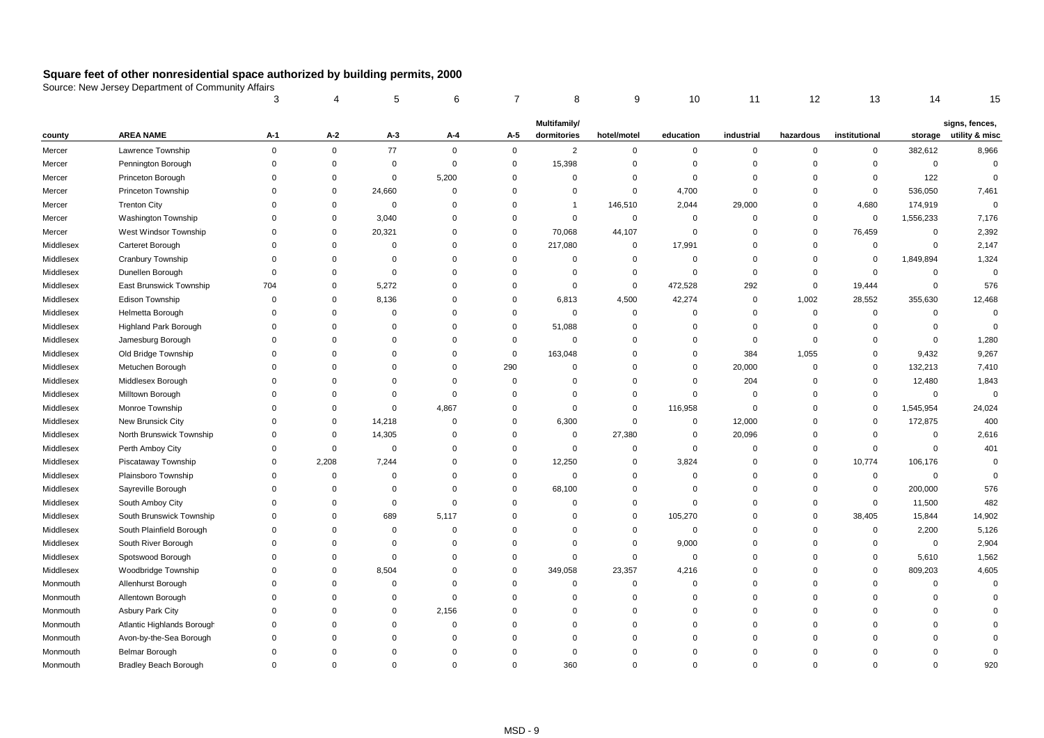# Square feet of other nonresidential space authorized by building permits, 2000

Source: New Jersey Department of Community Affairs

| | | 3 | 4 | 5 | 6 | 7 | 8 | 9 | 10 | 11 | 12 | 13 | 14 | 15 |
|---|---|---|---|---|---|---|---|---|---|---|---|---|---|---|
| county | AREA NAME | A-1 | A-2 | A-3 | A-4 | A-5 | Multifamily/ dormitories | hotel/motel | education | industrial | hazardous | institutional | storage | signs, fences, utility & misc |
| Mercer | Lawrence Township | 0 | 0 | 77 | 0 | 0 | 2 | 0 | 0 | 0 | 0 | 0 | 382,612 | 8,966 |
| Mercer | Pennington Borough | 0 | 0 | 0 | 0 | 0 | 15,398 | 0 | 0 | 0 | 0 | 0 | 0 | 0 |
| Mercer | Princeton Borough | 0 | 0 | 0 | 5,200 | 0 | 0 | 0 | 0 | 0 | 0 | 0 | 122 | 0 |
| Mercer | Princeton Township | 0 | 0 | 24,660 | 0 | 0 | 0 | 0 | 4,700 | 0 | 0 | 0 | 536,050 | 7,461 |
| Mercer | Trenton City | 0 | 0 | 0 | 0 | 0 | 1 | 146,510 | 2,044 | 29,000 | 0 | 4,680 | 174,919 | 0 |
| Mercer | Washington Township | 0 | 0 | 3,040 | 0 | 0 | 0 | 0 | 0 | 0 | 0 | 0 | 1,556,233 | 7,176 |
| Mercer | West Windsor Township | 0 | 0 | 20,321 | 0 | 0 | 70,068 | 44,107 | 0 | 0 | 0 | 76,459 | 0 | 2,392 |
| Middlesex | Carteret Borough | 0 | 0 | 0 | 0 | 0 | 217,080 | 0 | 17,991 | 0 | 0 | 0 | 0 | 2,147 |
| Middlesex | Cranbury Township | 0 | 0 | 0 | 0 | 0 | 0 | 0 | 0 | 0 | 0 | 0 | 1,849,894 | 1,324 |
| Middlesex | Dunellen Borough | 0 | 0 | 0 | 0 | 0 | 0 | 0 | 0 | 0 | 0 | 0 | 0 | 0 |
| Middlesex | East Brunswick Township | 704 | 0 | 5,272 | 0 | 0 | 0 | 0 | 472,528 | 292 | 0 | 19,444 | 0 | 576 |
| Middlesex | Edison Township | 0 | 0 | 8,136 | 0 | 0 | 6,813 | 4,500 | 42,274 | 0 | 1,002 | 28,552 | 355,630 | 12,468 |
| Middlesex | Helmetta Borough | 0 | 0 | 0 | 0 | 0 | 0 | 0 | 0 | 0 | 0 | 0 | 0 | 0 |
| Middlesex | Highland Park Borough | 0 | 0 | 0 | 0 | 0 | 51,088 | 0 | 0 | 0 | 0 | 0 | 0 | 0 |
| Middlesex | Jamesburg Borough | 0 | 0 | 0 | 0 | 0 | 0 | 0 | 0 | 0 | 0 | 0 | 0 | 1,280 |
| Middlesex | Old Bridge Township | 0 | 0 | 0 | 0 | 0 | 163,048 | 0 | 0 | 384 | 1,055 | 0 | 9,432 | 9,267 |
| Middlesex | Metuchen Borough | 0 | 0 | 0 | 0 | 290 | 0 | 0 | 0 | 20,000 | 0 | 0 | 132,213 | 7,410 |
| Middlesex | Middlesex Borough | 0 | 0 | 0 | 0 | 0 | 0 | 0 | 0 | 204 | 0 | 0 | 12,480 | 1,843 |
| Middlesex | Milltown Borough | 0 | 0 | 0 | 0 | 0 | 0 | 0 | 0 | 0 | 0 | 0 | 0 | 0 |
| Middlesex | Monroe Township | 0 | 0 | 0 | 4,867 | 0 | 0 | 0 | 116,958 | 0 | 0 | 0 | 1,545,954 | 24,024 |
| Middlesex | New Brunsick City | 0 | 0 | 14,218 | 0 | 0 | 6,300 | 0 | 0 | 12,000 | 0 | 0 | 172,875 | 400 |
| Middlesex | North Brunswick Township | 0 | 0 | 14,305 | 0 | 0 | 0 | 27,380 | 0 | 20,096 | 0 | 0 | 0 | 2,616 |
| Middlesex | Perth Amboy City | 0 | 0 | 0 | 0 | 0 | 0 | 0 | 0 | 0 | 0 | 0 | 0 | 401 |
| Middlesex | Piscataway Township | 0 | 2,208 | 7,244 | 0 | 0 | 12,250 | 0 | 3,824 | 0 | 0 | 10,774 | 106,176 | 0 |
| Middlesex | Plainsboro Township | 0 | 0 | 0 | 0 | 0 | 0 | 0 | 0 | 0 | 0 | 0 | 0 | 0 |
| Middlesex | Sayreville Borough | 0 | 0 | 0 | 0 | 0 | 68,100 | 0 | 0 | 0 | 0 | 0 | 200,000 | 576 |
| Middlesex | South Amboy City | 0 | 0 | 0 | 0 | 0 | 0 | 0 | 0 | 0 | 0 | 0 | 11,500 | 482 |
| Middlesex | South Brunswick Township | 0 | 0 | 689 | 5,117 | 0 | 0 | 0 | 105,270 | 0 | 0 | 38,405 | 15,844 | 14,902 |
| Middlesex | South Plainfield Borough | 0 | 0 | 0 | 0 | 0 | 0 | 0 | 0 | 0 | 0 | 0 | 2,200 | 5,126 |
| Middlesex | South River Borough | 0 | 0 | 0 | 0 | 0 | 0 | 0 | 9,000 | 0 | 0 | 0 | 0 | 2,904 |
| Middlesex | Spotswood Borough | 0 | 0 | 0 | 0 | 0 | 0 | 0 | 0 | 0 | 0 | 0 | 5,610 | 1,562 |
| Middlesex | Woodbridge Township | 0 | 0 | 8,504 | 0 | 0 | 349,058 | 23,357 | 4,216 | 0 | 0 | 0 | 809,203 | 4,605 |
| Monmouth | Allenhurst Borough | 0 | 0 | 0 | 0 | 0 | 0 | 0 | 0 | 0 | 0 | 0 | 0 | 0 |
| Monmouth | Allentown Borough | 0 | 0 | 0 | 0 | 0 | 0 | 0 | 0 | 0 | 0 | 0 | 0 | 0 |
| Monmouth | Asbury Park City | 0 | 0 | 0 | 2,156 | 0 | 0 | 0 | 0 | 0 | 0 | 0 | 0 | 0 |
| Monmouth | Atlantic Highlands Borough | 0 | 0 | 0 | 0 | 0 | 0 | 0 | 0 | 0 | 0 | 0 | 0 | 0 |
| Monmouth | Avon-by-the-Sea Borough | 0 | 0 | 0 | 0 | 0 | 0 | 0 | 0 | 0 | 0 | 0 | 0 | 0 |
| Monmouth | Belmar Borough | 0 | 0 | 0 | 0 | 0 | 0 | 0 | 0 | 0 | 0 | 0 | 0 | 0 |
| Monmouth | Bradley Beach Borough | 0 | 0 | 0 | 0 | 0 | 360 | 0 | 0 | 0 | 0 | 0 | 0 | 920 |

MSD - 9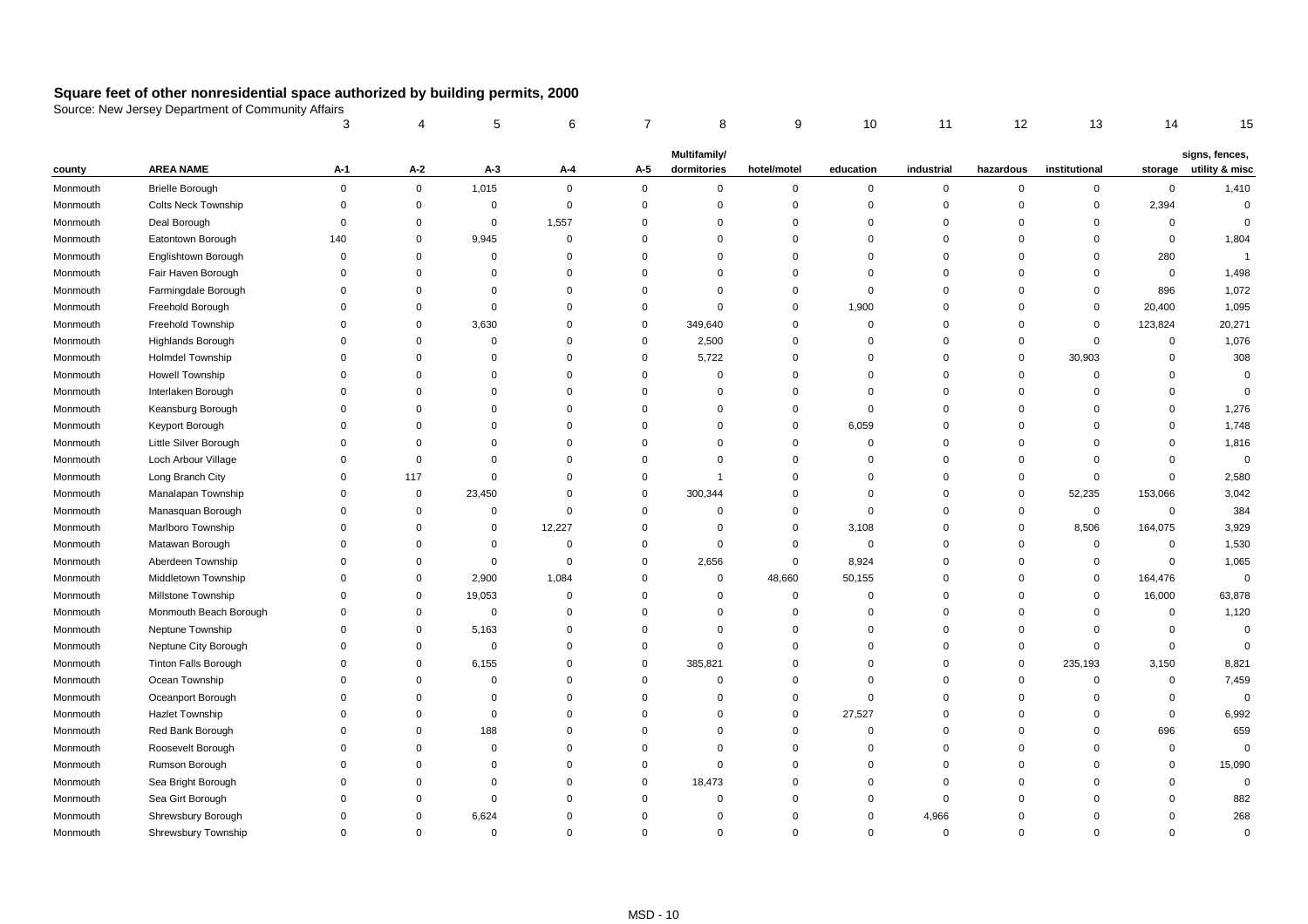# Square feet of other nonresidential space authorized by building permits, 2000

Source: New Jersey Department of Community Affairs

| | | 3 | 4 | 5 | 6 | 7 | 8 | 9 | 10 | 11 | 12 | 13 | 14 | 15 |
|---|---|---|---|---|---|---|---|---|---|---|---|---|---|---|
| county | AREA NAME | A-1 | A-2 | A-3 | A-4 | A-5 | Multifamily/ dormitories | hotel/motel | education | industrial | hazardous | institutional | storage | signs, fences, utility & misc |
| Monmouth | Brielle Borough | 0 | 0 | 1,015 | 0 | 0 | 0 | 0 | 0 | 0 | 0 | 0 | 0 | 1,410 |
| Monmouth | Colts Neck Township | 0 | 0 | 0 | 0 | 0 | 0 | 0 | 0 | 0 | 0 | 0 | 2,394 | 0 |
| Monmouth | Deal Borough | 0 | 0 | 0 | 1,557 | 0 | 0 | 0 | 0 | 0 | 0 | 0 | 0 | 0 |
| Monmouth | Eatontown Borough | 140 | 0 | 9,945 | 0 | 0 | 0 | 0 | 0 | 0 | 0 | 0 | 0 | 1,804 |
| Monmouth | Englishtown Borough | 0 | 0 | 0 | 0 | 0 | 0 | 0 | 0 | 0 | 0 | 0 | 280 | 1 |
| Monmouth | Fair Haven Borough | 0 | 0 | 0 | 0 | 0 | 0 | 0 | 0 | 0 | 0 | 0 | 0 | 1,498 |
| Monmouth | Farmingdale Borough | 0 | 0 | 0 | 0 | 0 | 0 | 0 | 0 | 0 | 0 | 0 | 896 | 1,072 |
| Monmouth | Freehold Borough | 0 | 0 | 0 | 0 | 0 | 0 | 0 | 1,900 | 0 | 0 | 0 | 20,400 | 1,095 |
| Monmouth | Freehold Township | 0 | 0 | 3,630 | 0 | 0 | 349,640 | 0 | 0 | 0 | 0 | 0 | 123,824 | 20,271 |
| Monmouth | Highlands Borough | 0 | 0 | 0 | 0 | 0 | 2,500 | 0 | 0 | 0 | 0 | 0 | 0 | 1,076 |
| Monmouth | Holmdel Township | 0 | 0 | 0 | 0 | 0 | 5,722 | 0 | 0 | 0 | 0 | 30,903 | 0 | 308 |
| Monmouth | Howell Township | 0 | 0 | 0 | 0 | 0 | 0 | 0 | 0 | 0 | 0 | 0 | 0 | 0 |
| Monmouth | Interlaken Borough | 0 | 0 | 0 | 0 | 0 | 0 | 0 | 0 | 0 | 0 | 0 | 0 | 0 |
| Monmouth | Keansburg Borough | 0 | 0 | 0 | 0 | 0 | 0 | 0 | 0 | 0 | 0 | 0 | 0 | 1,276 |
| Monmouth | Keyport Borough | 0 | 0 | 0 | 0 | 0 | 0 | 0 | 6,059 | 0 | 0 | 0 | 0 | 1,748 |
| Monmouth | Little Silver Borough | 0 | 0 | 0 | 0 | 0 | 0 | 0 | 0 | 0 | 0 | 0 | 0 | 1,816 |
| Monmouth | Loch Arbour Village | 0 | 0 | 0 | 0 | 0 | 0 | 0 | 0 | 0 | 0 | 0 | 0 | 0 |
| Monmouth | Long Branch City | 0 | 117 | 0 | 0 | 0 | 1 | 0 | 0 | 0 | 0 | 0 | 0 | 2,580 |
| Monmouth | Manalapan Township | 0 | 0 | 23,450 | 0 | 0 | 300,344 | 0 | 0 | 0 | 0 | 52,235 | 153,066 | 3,042 |
| Monmouth | Manasquan Borough | 0 | 0 | 0 | 0 | 0 | 0 | 0 | 0 | 0 | 0 | 0 | 0 | 384 |
| Monmouth | Marlboro Township | 0 | 0 | 0 | 12,227 | 0 | 0 | 0 | 3,108 | 0 | 0 | 8,506 | 164,075 | 3,929 |
| Monmouth | Matawan Borough | 0 | 0 | 0 | 0 | 0 | 0 | 0 | 0 | 0 | 0 | 0 | 0 | 1,530 |
| Monmouth | Aberdeen Township | 0 | 0 | 0 | 0 | 0 | 2,656 | 0 | 8,924 | 0 | 0 | 0 | 0 | 1,065 |
| Monmouth | Middletown Township | 0 | 0 | 2,900 | 1,084 | 0 | 0 | 48,660 | 50,155 | 0 | 0 | 0 | 164,476 | 0 |
| Monmouth | Millstone Township | 0 | 0 | 19,053 | 0 | 0 | 0 | 0 | 0 | 0 | 0 | 0 | 16,000 | 63,878 |
| Monmouth | Monmouth Beach Borough | 0 | 0 | 0 | 0 | 0 | 0 | 0 | 0 | 0 | 0 | 0 | 0 | 1,120 |
| Monmouth | Neptune Township | 0 | 0 | 5,163 | 0 | 0 | 0 | 0 | 0 | 0 | 0 | 0 | 0 | 0 |
| Monmouth | Neptune City Borough | 0 | 0 | 0 | 0 | 0 | 0 | 0 | 0 | 0 | 0 | 0 | 0 | 0 |
| Monmouth | Tinton Falls Borough | 0 | 0 | 6,155 | 0 | 0 | 385,821 | 0 | 0 | 0 | 0 | 235,193 | 3,150 | 8,821 |
| Monmouth | Ocean Township | 0 | 0 | 0 | 0 | 0 | 0 | 0 | 0 | 0 | 0 | 0 | 0 | 7,459 |
| Monmouth | Oceanport Borough | 0 | 0 | 0 | 0 | 0 | 0 | 0 | 0 | 0 | 0 | 0 | 0 | 0 |
| Monmouth | Hazlet Township | 0 | 0 | 0 | 0 | 0 | 0 | 0 | 27,527 | 0 | 0 | 0 | 0 | 6,992 |
| Monmouth | Red Bank Borough | 0 | 0 | 188 | 0 | 0 | 0 | 0 | 0 | 0 | 0 | 0 | 696 | 659 |
| Monmouth | Roosevelt Borough | 0 | 0 | 0 | 0 | 0 | 0 | 0 | 0 | 0 | 0 | 0 | 0 | 0 |
| Monmouth | Rumson Borough | 0 | 0 | 0 | 0 | 0 | 0 | 0 | 0 | 0 | 0 | 0 | 0 | 15,090 |
| Monmouth | Sea Bright Borough | 0 | 0 | 0 | 0 | 0 | 18,473 | 0 | 0 | 0 | 0 | 0 | 0 | 0 |
| Monmouth | Sea Girt Borough | 0 | 0 | 0 | 0 | 0 | 0 | 0 | 0 | 0 | 0 | 0 | 0 | 882 |
| Monmouth | Shrewsbury Borough | 0 | 0 | 6,624 | 0 | 0 | 0 | 0 | 0 | 4,966 | 0 | 0 | 0 | 268 |
| Monmouth | Shrewsbury Township | 0 | 0 | 0 | 0 | 0 | 0 | 0 | 0 | 0 | 0 | 0 | 0 | 0 |

MSD - 10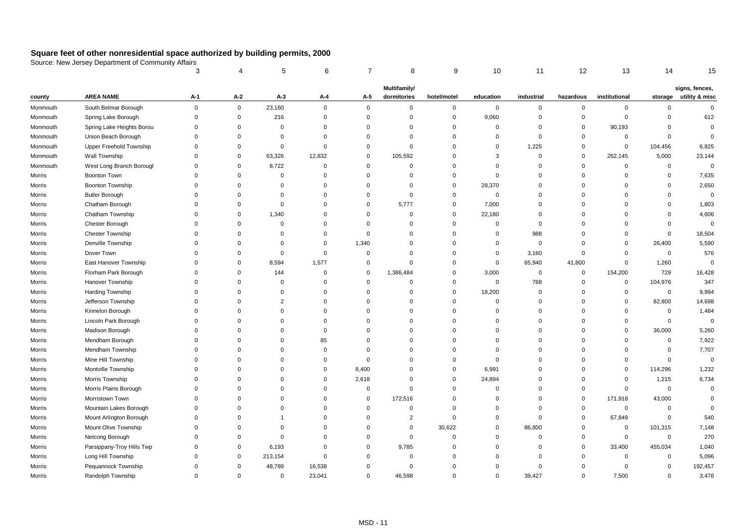## Square feet of other nonresidential space authorized by building permits, 2000

Source: New Jersey Department of Community Affairs

| | | 3 | 4 | 5 | 6 | 7 | 8 | 9 | 10 | 11 | 12 | 13 | 14 | 15 |
|---|---|---|---|---|---|---|---|---|---|---|---|---|---|---|
| county | AREA NAME | A-1 | A-2 | A-3 | A-4 | A-5 | Multifamily/ dormitories | hotel/motel | education | industrial | hazardous | institutional | storage | signs, fences, utility & misc |
| Monmouth | South Belmar Borough | 0 | 0 | 23,160 | 0 | 0 | 0 | 0 | 0 | 0 | 0 | 0 | 0 | 0 |
| Monmouth | Spring Lake Borough | 0 | 0 | 216 | 0 | 0 | 0 | 0 | 9,060 | 0 | 0 | 0 | 0 | 612 |
| Monmouth | Spring Lake Heights Borou | 0 | 0 | 0 | 0 | 0 | 0 | 0 | 0 | 0 | 0 | 90,193 | 0 | 0 |
| Monmouth | Union Beach Borough | 0 | 0 | 0 | 0 | 0 | 0 | 0 | 0 | 0 | 0 | 0 | 0 | 0 |
| Monmouth | Upper Freehold Township | 0 | 0 | 0 | 0 | 0 | 0 | 0 | 0 | 1,225 | 0 | 0 | 104,456 | 6,825 |
| Monmouth | Wall Township | 0 | 0 | 63,326 | 12,832 | 0 | 105,592 | 0 | 3 | 0 | 0 | 262,145 | 5,000 | 23,144 |
| Monmouth | West Long Branch Borougl | 0 | 0 | 8,722 | 0 | 0 | 0 | 0 | 0 | 0 | 0 | 0 | 0 | 0 |
| Morris | Boonton Town | 0 | 0 | 0 | 0 | 0 | 0 | 0 | 0 | 0 | 0 | 0 | 0 | 7,635 |
| Morris | Boonton Township | 0 | 0 | 0 | 0 | 0 | 0 | 0 | 28,370 | 0 | 0 | 0 | 0 | 2,650 |
| Morris | Butler Borough | 0 | 0 | 0 | 0 | 0 | 0 | 0 | 0 | 0 | 0 | 0 | 0 | 0 |
| Morris | Chatham Borough | 0 | 0 | 0 | 0 | 0 | 5,777 | 0 | 7,000 | 0 | 0 | 0 | 0 | 1,803 |
| Morris | Chatham Township | 0 | 0 | 1,340 | 0 | 0 | 0 | 0 | 22,180 | 0 | 0 | 0 | 0 | 4,606 |
| Morris | Chester Borough | 0 | 0 | 0 | 0 | 0 | 0 | 0 | 0 | 0 | 0 | 0 | 0 | 0 |
| Morris | Chester Township | 0 | 0 | 0 | 0 | 0 | 0 | 0 | 0 | 988 | 0 | 0 | 0 | 18,504 |
| Morris | Denville Township | 0 | 0 | 0 | 0 | 1,340 | 0 | 0 | 0 | 0 | 0 | 0 | 26,400 | 5,590 |
| Morris | Dover Town | 0 | 0 | 0 | 0 | 0 | 0 | 0 | 0 | 3,160 | 0 | 0 | 0 | 576 |
| Morris | East Hanover Township | 0 | 0 | 8,594 | 1,577 | 0 | 0 | 0 | 0 | 65,940 | 41,800 | 0 | 1,260 | 0 |
| Morris | Florham Park Borough | 0 | 0 | 144 | 0 | 0 | 1,386,484 | 0 | 3,000 | 0 | 0 | 154,200 | 729 | 16,428 |
| Morris | Hanover Township | 0 | 0 | 0 | 0 | 0 | 0 | 0 | 0 | 768 | 0 | 0 | 104,976 | 347 |
| Morris | Harding Township | 0 | 0 | 0 | 0 | 0 | 0 | 0 | 18,200 | 0 | 0 | 0 | 0 | 9,994 |
| Morris | Jefferson Township | 0 | 0 | 2 | 0 | 0 | 0 | 0 | 0 | 0 | 0 | 0 | 82,800 | 14,698 |
| Morris | Kinnelon Borough | 0 | 0 | 0 | 0 | 0 | 0 | 0 | 0 | 0 | 0 | 0 | 0 | 1,484 |
| Morris | Lincoln Park Borough | 0 | 0 | 0 | 0 | 0 | 0 | 0 | 0 | 0 | 0 | 0 | 0 | 0 |
| Morris | Madison Borough | 0 | 0 | 0 | 0 | 0 | 0 | 0 | 0 | 0 | 0 | 0 | 36,000 | 5,260 |
| Morris | Mendham Borough | 0 | 0 | 0 | 85 | 0 | 0 | 0 | 0 | 0 | 0 | 0 | 0 | 7,922 |
| Morris | Mendham Township | 0 | 0 | 0 | 0 | 0 | 0 | 0 | 0 | 0 | 0 | 0 | 0 | 7,707 |
| Morris | Mine Hill Township | 0 | 0 | 0 | 0 | 0 | 0 | 0 | 0 | 0 | 0 | 0 | 0 | 0 |
| Morris | Montville Township | 0 | 0 | 0 | 0 | 8,400 | 0 | 0 | 6,991 | 0 | 0 | 0 | 114,296 | 1,232 |
| Morris | Morris Township | 0 | 0 | 0 | 0 | 2,618 | 0 | 0 | 24,894 | 0 | 0 | 0 | 1,215 | 6,734 |
| Morris | Morris Plains Borough | 0 | 0 | 0 | 0 | 0 | 0 | 0 | 0 | 0 | 0 | 0 | 0 | 0 |
| Morris | Morristown Town | 0 | 0 | 0 | 0 | 0 | 172,516 | 0 | 0 | 0 | 0 | 171,918 | 43,000 | 0 |
| Morris | Mountain Lakes Borough | 0 | 0 | 0 | 0 | 0 | 0 | 0 | 0 | 0 | 0 | 0 | 0 | 0 |
| Morris | Mount Arlington Borough | 0 | 0 | 1 | 0 | 0 | 2 | 0 | 0 | 0 | 0 | 67,849 | 0 | 540 |
| Morris | Mount Olive Township | 0 | 0 | 0 | 0 | 0 | 0 | 30,622 | 0 | 86,800 | 0 | 0 | 101,315 | 7,148 |
| Morris | Netcong Borough | 0 | 0 | 0 | 0 | 0 | 0 | 0 | 0 | 0 | 0 | 0 | 0 | 270 |
| Morris | Parsippany-Troy Hills Twp | 0 | 0 | 6,193 | 0 | 0 | 9,785 | 0 | 0 | 0 | 0 | 33,400 | 455,034 | 1,040 |
| Morris | Long Hill Township | 0 | 0 | 213,154 | 0 | 0 | 0 | 0 | 0 | 0 | 0 | 0 | 0 | 5,096 |
| Morris | Pequannock Township | 0 | 0 | 48,789 | 16,538 | 0 | 0 | 0 | 0 | 0 | 0 | 0 | 0 | 192,457 |
| Morris | Randolph Township | 0 | 0 | 0 | 23,041 | 0 | 46,598 | 0 | 0 | 39,427 | 0 | 7,500 | 0 | 3,476 |

MSD - 11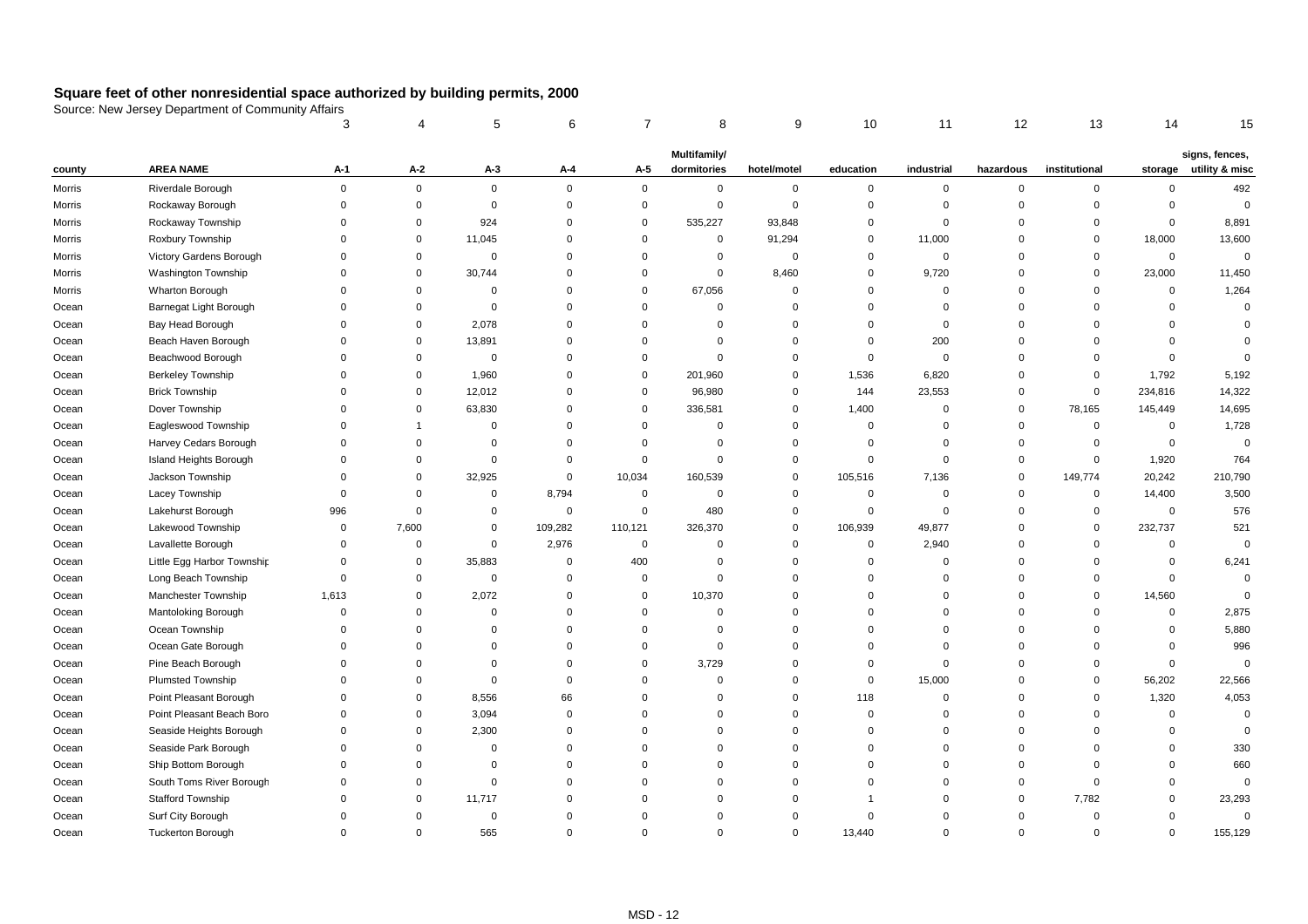## Square feet of other nonresidential space authorized by building permits, 2000

Source: New Jersey Department of Community Affairs

| | | 3 | 4 | 5 | 6 | 7 | 8 | 9 | 10 | 11 | 12 | 13 | 14 | 15 |
|---|---|---|---|---|---|---|---|---|---|---|---|---|---|---|
| county | AREA NAME | A-1 | A-2 | A-3 | A-4 | A-5 | Multifamily/ dormitories | hotel/motel | education | industrial | hazardous | institutional | storage | signs, fences, utility & misc |
| Morris | Riverdale Borough | 0 | 0 | 0 | 0 | 0 | 0 | 0 | 0 | 0 | 0 | 0 | 0 | 492 |
| Morris | Rockaway Borough | 0 | 0 | 0 | 0 | 0 | 0 | 0 | 0 | 0 | 0 | 0 | 0 | 0 |
| Morris | Rockaway Township | 0 | 0 | 924 | 0 | 0 | 535,227 | 93,848 | 0 | 0 | 0 | 0 | 0 | 8,891 |
| Morris | Roxbury Township | 0 | 0 | 11,045 | 0 | 0 | 0 | 91,294 | 0 | 11,000 | 0 | 0 | 18,000 | 13,600 |
| Morris | Victory Gardens Borough | 0 | 0 | 0 | 0 | 0 | 0 | 0 | 0 | 0 | 0 | 0 | 0 | 0 |
| Morris | Washington Township | 0 | 0 | 30,744 | 0 | 0 | 0 | 8,460 | 0 | 9,720 | 0 | 0 | 23,000 | 11,450 |
| Morris | Wharton Borough | 0 | 0 | 0 | 0 | 0 | 67,056 | 0 | 0 | 0 | 0 | 0 | 0 | 1,264 |
| Ocean | Barnegat Light Borough | 0 | 0 | 0 | 0 | 0 | 0 | 0 | 0 | 0 | 0 | 0 | 0 | 0 |
| Ocean | Bay Head Borough | 0 | 0 | 2,078 | 0 | 0 | 0 | 0 | 0 | 0 | 0 | 0 | 0 | 0 |
| Ocean | Beach Haven Borough | 0 | 0 | 13,891 | 0 | 0 | 0 | 0 | 0 | 200 | 0 | 0 | 0 | 0 |
| Ocean | Beachwood Borough | 0 | 0 | 0 | 0 | 0 | 0 | 0 | 0 | 0 | 0 | 0 | 0 | 0 |
| Ocean | Berkeley Township | 0 | 0 | 1,960 | 0 | 0 | 201,960 | 0 | 1,536 | 6,820 | 0 | 0 | 1,792 | 5,192 |
| Ocean | Brick Township | 0 | 0 | 12,012 | 0 | 0 | 96,980 | 0 | 144 | 23,553 | 0 | 0 | 234,816 | 14,322 |
| Ocean | Dover Township | 0 | 0 | 63,830 | 0 | 0 | 336,581 | 0 | 1,400 | 0 | 0 | 78,165 | 145,449 | 14,695 |
| Ocean | Eagleswood Township | 0 | 1 | 0 | 0 | 0 | 0 | 0 | 0 | 0 | 0 | 0 | 0 | 1,728 |
| Ocean | Harvey Cedars Borough | 0 | 0 | 0 | 0 | 0 | 0 | 0 | 0 | 0 | 0 | 0 | 0 | 0 |
| Ocean | Island Heights Borough | 0 | 0 | 0 | 0 | 0 | 0 | 0 | 0 | 0 | 0 | 0 | 1,920 | 764 |
| Ocean | Jackson Township | 0 | 0 | 32,925 | 0 | 10,034 | 160,539 | 0 | 105,516 | 7,136 | 0 | 149,774 | 20,242 | 210,790 |
| Ocean | Lacey Township | 0 | 0 | 0 | 8,794 | 0 | 0 | 0 | 0 | 0 | 0 | 0 | 14,400 | 3,500 |
| Ocean | Lakehurst Borough | 996 | 0 | 0 | 0 | 0 | 480 | 0 | 0 | 0 | 0 | 0 | 0 | 576 |
| Ocean | Lakewood Township | 0 | 7,600 | 0 | 109,282 | 110,121 | 326,370 | 0 | 106,939 | 49,877 | 0 | 0 | 232,737 | 521 |
| Ocean | Lavallette Borough | 0 | 0 | 0 | 2,976 | 0 | 0 | 0 | 0 | 2,940 | 0 | 0 | 0 | 0 |
| Ocean | Little Egg Harbor Township | 0 | 0 | 35,883 | 0 | 400 | 0 | 0 | 0 | 0 | 0 | 0 | 0 | 6,241 |
| Ocean | Long Beach Township | 0 | 0 | 0 | 0 | 0 | 0 | 0 | 0 | 0 | 0 | 0 | 0 | 0 |
| Ocean | Manchester Township | 1,613 | 0 | 2,072 | 0 | 0 | 10,370 | 0 | 0 | 0 | 0 | 0 | 14,560 | 0 |
| Ocean | Mantoloking Borough | 0 | 0 | 0 | 0 | 0 | 0 | 0 | 0 | 0 | 0 | 0 | 0 | 2,875 |
| Ocean | Ocean Township | 0 | 0 | 0 | 0 | 0 | 0 | 0 | 0 | 0 | 0 | 0 | 0 | 5,880 |
| Ocean | Ocean Gate Borough | 0 | 0 | 0 | 0 | 0 | 0 | 0 | 0 | 0 | 0 | 0 | 0 | 996 |
| Ocean | Pine Beach Borough | 0 | 0 | 0 | 0 | 0 | 3,729 | 0 | 0 | 0 | 0 | 0 | 0 | 0 |
| Ocean | Plumsted Township | 0 | 0 | 0 | 0 | 0 | 0 | 0 | 0 | 15,000 | 0 | 0 | 56,202 | 22,566 |
| Ocean | Point Pleasant Borough | 0 | 0 | 8,556 | 66 | 0 | 0 | 0 | 118 | 0 | 0 | 0 | 1,320 | 4,053 |
| Ocean | Point Pleasant Beach Boro | 0 | 0 | 3,094 | 0 | 0 | 0 | 0 | 0 | 0 | 0 | 0 | 0 | 0 |
| Ocean | Seaside Heights Borough | 0 | 0 | 2,300 | 0 | 0 | 0 | 0 | 0 | 0 | 0 | 0 | 0 | 0 |
| Ocean | Seaside Park Borough | 0 | 0 | 0 | 0 | 0 | 0 | 0 | 0 | 0 | 0 | 0 | 0 | 330 |
| Ocean | Ship Bottom Borough | 0 | 0 | 0 | 0 | 0 | 0 | 0 | 0 | 0 | 0 | 0 | 0 | 660 |
| Ocean | South Toms River Borough | 0 | 0 | 0 | 0 | 0 | 0 | 0 | 0 | 0 | 0 | 0 | 0 | 0 |
| Ocean | Stafford Township | 0 | 0 | 11,717 | 0 | 0 | 0 | 0 | 1 | 0 | 0 | 7,782 | 0 | 23,293 |
| Ocean | Surf City Borough | 0 | 0 | 0 | 0 | 0 | 0 | 0 | 0 | 0 | 0 | 0 | 0 | 0 |
| Ocean | Tuckerton Borough | 0 | 0 | 565 | 0 | 0 | 0 | 0 | 13,440 | 0 | 0 | 0 | 0 | 155,129 |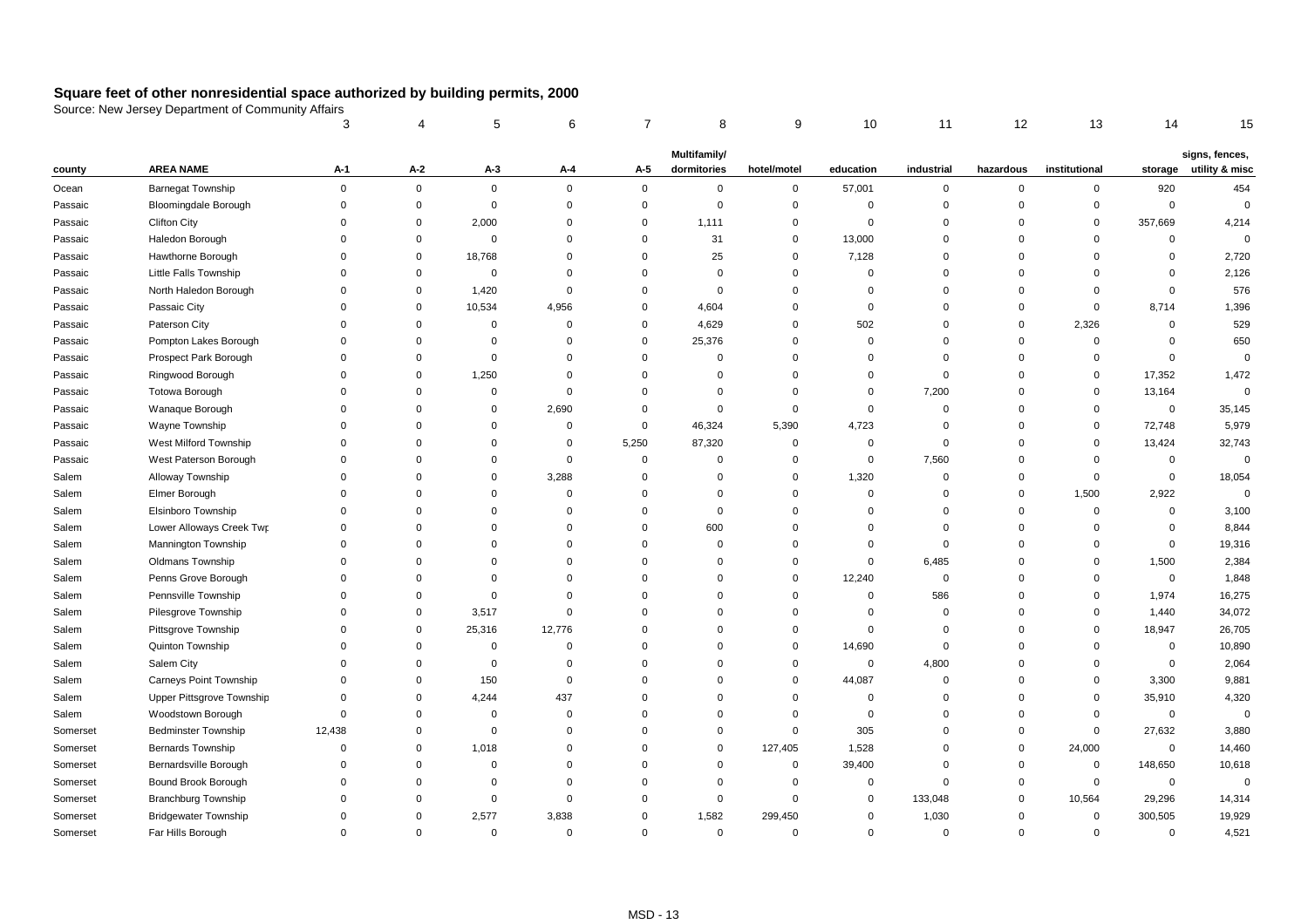## Square feet of other nonresidential space authorized by building permits, 2000

Source: New Jersey Department of Community Affairs

| | | 3 | 4 | 5 | 6 | 7 | 8 | 9 | 10 | 11 | 12 | 13 | 14 | 15 |
|---|---|---|---|---|---|---|---|---|---|---|---|---|---|---|
| county | AREA NAME | A-1 | A-2 | A-3 | A-4 | A-5 | Multifamily/ dormitories | hotel/motel | education | industrial | hazardous | institutional | storage | signs, fences, utility & misc |
| Ocean | Barnegat Township | 0 | 0 | 0 | 0 | 0 | 0 | 0 | 57,001 | 0 | 0 | 0 | 920 | 454 |
| Passaic | Bloomingdale Borough | 0 | 0 | 0 | 0 | 0 | 0 | 0 | 0 | 0 | 0 | 0 | 0 | 0 |
| Passaic | Clifton City | 0 | 0 | 2,000 | 0 | 0 | 1,111 | 0 | 0 | 0 | 0 | 0 | 357,669 | 4,214 |
| Passaic | Haledon Borough | 0 | 0 | 0 | 0 | 0 | 31 | 0 | 13,000 | 0 | 0 | 0 | 0 | 0 |
| Passaic | Hawthorne Borough | 0 | 0 | 18,768 | 0 | 0 | 25 | 0 | 7,128 | 0 | 0 | 0 | 0 | 2,720 |
| Passaic | Little Falls Township | 0 | 0 | 0 | 0 | 0 | 0 | 0 | 0 | 0 | 0 | 0 | 0 | 2,126 |
| Passaic | North Haledon Borough | 0 | 0 | 1,420 | 0 | 0 | 0 | 0 | 0 | 0 | 0 | 0 | 0 | 576 |
| Passaic | Passaic City | 0 | 0 | 10,534 | 4,956 | 0 | 4,604 | 0 | 0 | 0 | 0 | 0 | 8,714 | 1,396 |
| Passaic | Paterson City | 0 | 0 | 0 | 0 | 0 | 4,629 | 0 | 502 | 0 | 0 | 2,326 | 0 | 529 |
| Passaic | Pompton Lakes Borough | 0 | 0 | 0 | 0 | 0 | 25,376 | 0 | 0 | 0 | 0 | 0 | 0 | 650 |
| Passaic | Prospect Park Borough | 0 | 0 | 0 | 0 | 0 | 0 | 0 | 0 | 0 | 0 | 0 | 0 | 0 |
| Passaic | Ringwood Borough | 0 | 0 | 1,250 | 0 | 0 | 0 | 0 | 0 | 0 | 0 | 0 | 17,352 | 1,472 |
| Passaic | Totowa Borough | 0 | 0 | 0 | 0 | 0 | 0 | 0 | 0 | 7,200 | 0 | 0 | 13,164 | 0 |
| Passaic | Wanaque Borough | 0 | 0 | 0 | 2,690 | 0 | 0 | 0 | 0 | 0 | 0 | 0 | 0 | 35,145 |
| Passaic | Wayne Township | 0 | 0 | 0 | 0 | 0 | 46,324 | 5,390 | 4,723 | 0 | 0 | 0 | 72,748 | 5,979 |
| Passaic | West Milford Township | 0 | 0 | 0 | 0 | 5,250 | 87,320 | 0 | 0 | 0 | 0 | 0 | 13,424 | 32,743 |
| Passaic | West Paterson Borough | 0 | 0 | 0 | 0 | 0 | 0 | 0 | 0 | 7,560 | 0 | 0 | 0 | 0 |
| Salem | Alloway Township | 0 | 0 | 0 | 3,288 | 0 | 0 | 0 | 1,320 | 0 | 0 | 0 | 0 | 18,054 |
| Salem | Elmer Borough | 0 | 0 | 0 | 0 | 0 | 0 | 0 | 0 | 0 | 0 | 1,500 | 2,922 | 0 |
| Salem | Elsinboro Township | 0 | 0 | 0 | 0 | 0 | 0 | 0 | 0 | 0 | 0 | 0 | 0 | 3,100 |
| Salem | Lower Alloways Creek Twp | 0 | 0 | 0 | 0 | 0 | 600 | 0 | 0 | 0 | 0 | 0 | 0 | 8,844 |
| Salem | Mannington Township | 0 | 0 | 0 | 0 | 0 | 0 | 0 | 0 | 0 | 0 | 0 | 0 | 19,316 |
| Salem | Oldmans Township | 0 | 0 | 0 | 0 | 0 | 0 | 0 | 0 | 6,485 | 0 | 0 | 1,500 | 2,384 |
| Salem | Penns Grove Borough | 0 | 0 | 0 | 0 | 0 | 0 | 0 | 12,240 | 0 | 0 | 0 | 0 | 1,848 |
| Salem | Pennsville Township | 0 | 0 | 0 | 0 | 0 | 0 | 0 | 0 | 586 | 0 | 0 | 1,974 | 16,275 |
| Salem | Pilesgrove Township | 0 | 0 | 3,517 | 0 | 0 | 0 | 0 | 0 | 0 | 0 | 0 | 1,440 | 34,072 |
| Salem | Pittsgrove Township | 0 | 0 | 25,316 | 12,776 | 0 | 0 | 0 | 0 | 0 | 0 | 0 | 18,947 | 26,705 |
| Salem | Quinton Township | 0 | 0 | 0 | 0 | 0 | 0 | 0 | 14,690 | 0 | 0 | 0 | 0 | 10,890 |
| Salem | Salem City | 0 | 0 | 0 | 0 | 0 | 0 | 0 | 0 | 4,800 | 0 | 0 | 0 | 2,064 |
| Salem | Carneys Point Township | 0 | 0 | 150 | 0 | 0 | 0 | 0 | 44,087 | 0 | 0 | 0 | 3,300 | 9,881 |
| Salem | Upper Pittsgrove Township | 0 | 0 | 4,244 | 437 | 0 | 0 | 0 | 0 | 0 | 0 | 0 | 35,910 | 4,320 |
| Salem | Woodstown Borough | 0 | 0 | 0 | 0 | 0 | 0 | 0 | 0 | 0 | 0 | 0 | 0 | 0 |
| Somerset | Bedminster Township | 12,438 | 0 | 0 | 0 | 0 | 0 | 0 | 305 | 0 | 0 | 0 | 27,632 | 3,880 |
| Somerset | Bernards Township | 0 | 0 | 1,018 | 0 | 0 | 0 | 127,405 | 1,528 | 0 | 0 | 24,000 | 0 | 14,460 |
| Somerset | Bernardsville Borough | 0 | 0 | 0 | 0 | 0 | 0 | 0 | 39,400 | 0 | 0 | 0 | 148,650 | 10,618 |
| Somerset | Bound Brook Borough | 0 | 0 | 0 | 0 | 0 | 0 | 0 | 0 | 0 | 0 | 0 | 0 | 0 |
| Somerset | Branchburg Township | 0 | 0 | 0 | 0 | 0 | 0 | 0 | 0 | 133,048 | 0 | 10,564 | 29,296 | 14,314 |
| Somerset | Bridgewater Township | 0 | 0 | 2,577 | 3,838 | 0 | 1,582 | 299,450 | 0 | 1,030 | 0 | 0 | 300,505 | 19,929 |
| Somerset | Far Hills Borough | 0 | 0 | 0 | 0 | 0 | 0 | 0 | 0 | 0 | 0 | 0 | 0 | 4,521 |

MSD - 13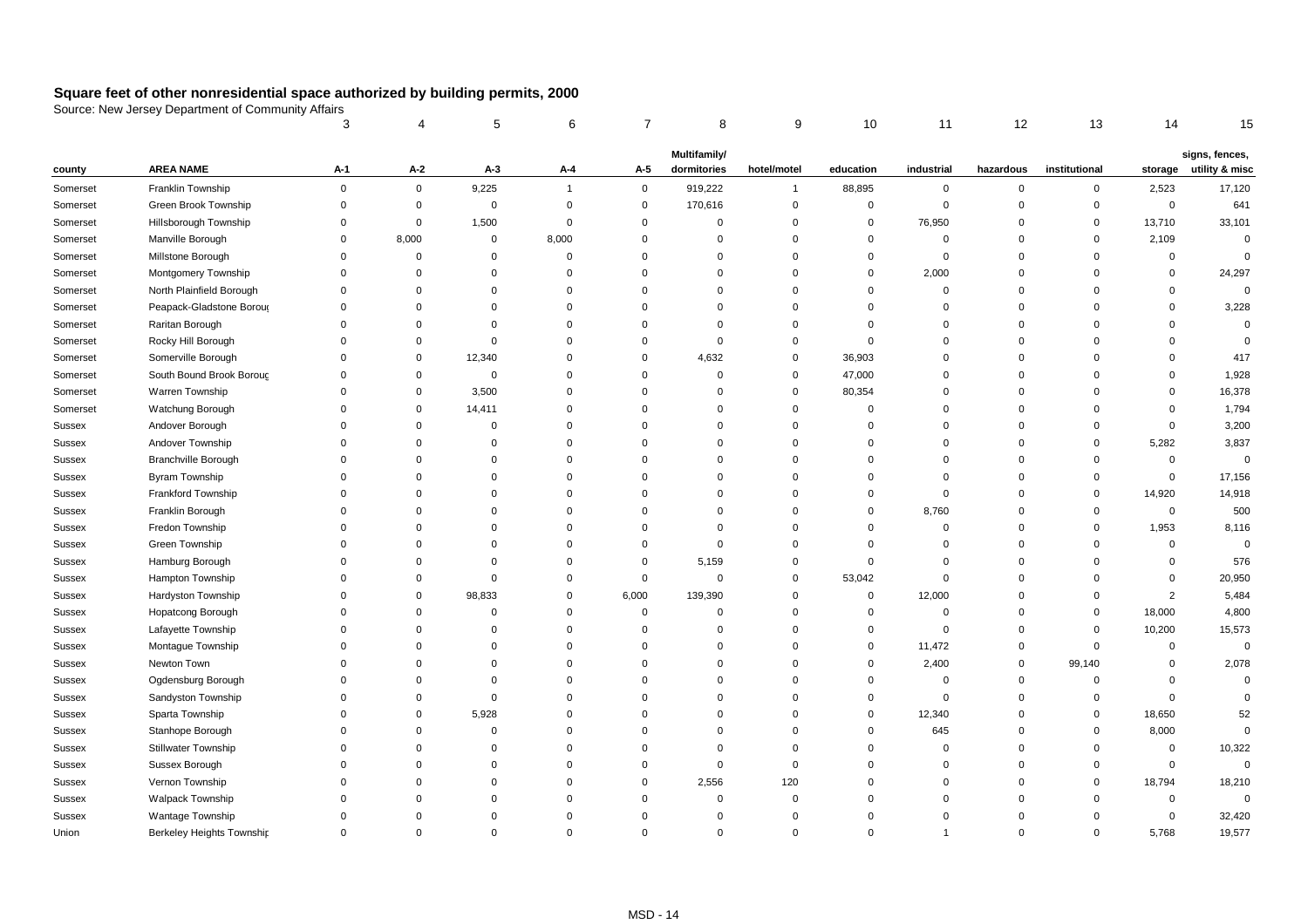# Square feet of other nonresidential space authorized by building permits, 2000

Source: New Jersey Department of Community Affairs

| | | 3 | 4 | 5 | 6 | 7 | 8 | 9 | 10 | 11 | 12 | 13 | 14 | 15 |
|---|---|---|---|---|---|---|---|---|---|---|---|---|---|---|
| county | AREA NAME | A-1 | A-2 | A-3 | A-4 | A-5 | Multifamily/ dormitories | hotel/motel | education | industrial | hazardous | institutional | storage | signs, fences, utility & misc |
| Somerset | Franklin Township | 0 | 0 | 9,225 | 1 | 0 | 919,222 | 1 | 88,895 | 0 | 0 | 0 | 2,523 | 17,120 |
| Somerset | Green Brook Township | 0 | 0 | 0 | 0 | 0 | 170,616 | 0 | 0 | 0 | 0 | 0 | 0 | 641 |
| Somerset | Hillsborough Township | 0 | 0 | 1,500 | 0 | 0 | 0 | 0 | 0 | 76,950 | 0 | 0 | 13,710 | 33,101 |
| Somerset | Manville Borough | 0 | 8,000 | 0 | 8,000 | 0 | 0 | 0 | 0 | 0 | 0 | 0 | 2,109 | 0 |
| Somerset | Millstone Borough | 0 | 0 | 0 | 0 | 0 | 0 | 0 | 0 | 0 | 0 | 0 | 0 | 0 |
| Somerset | Montgomery Township | 0 | 0 | 0 | 0 | 0 | 0 | 0 | 0 | 2,000 | 0 | 0 | 0 | 24,297 |
| Somerset | North Plainfield Borough | 0 | 0 | 0 | 0 | 0 | 0 | 0 | 0 | 0 | 0 | 0 | 0 | 0 |
| Somerset | Peapack-Gladstone Borou | 0 | 0 | 0 | 0 | 0 | 0 | 0 | 0 | 0 | 0 | 0 | 0 | 3,228 |
| Somerset | Raritan Borough | 0 | 0 | 0 | 0 | 0 | 0 | 0 | 0 | 0 | 0 | 0 | 0 | 0 |
| Somerset | Rocky Hill Borough | 0 | 0 | 0 | 0 | 0 | 0 | 0 | 0 | 0 | 0 | 0 | 0 | 0 |
| Somerset | Somerville Borough | 0 | 0 | 12,340 | 0 | 0 | 4,632 | 0 | 36,903 | 0 | 0 | 0 | 0 | 417 |
| Somerset | South Bound Brook Boroug | 0 | 0 | 0 | 0 | 0 | 0 | 0 | 47,000 | 0 | 0 | 0 | 0 | 1,928 |
| Somerset | Warren Township | 0 | 0 | 3,500 | 0 | 0 | 0 | 0 | 80,354 | 0 | 0 | 0 | 0 | 16,378 |
| Somerset | Watchung Borough | 0 | 0 | 14,411 | 0 | 0 | 0 | 0 | 0 | 0 | 0 | 0 | 0 | 1,794 |
| Sussex | Andover Borough | 0 | 0 | 0 | 0 | 0 | 0 | 0 | 0 | 0 | 0 | 0 | 0 | 3,200 |
| Sussex | Andover Township | 0 | 0 | 0 | 0 | 0 | 0 | 0 | 0 | 0 | 0 | 0 | 5,282 | 3,837 |
| Sussex | Branchville Borough | 0 | 0 | 0 | 0 | 0 | 0 | 0 | 0 | 0 | 0 | 0 | 0 | 0 |
| Sussex | Byram Township | 0 | 0 | 0 | 0 | 0 | 0 | 0 | 0 | 0 | 0 | 0 | 0 | 17,156 |
| Sussex | Frankford Township | 0 | 0 | 0 | 0 | 0 | 0 | 0 | 0 | 0 | 0 | 0 | 14,920 | 14,918 |
| Sussex | Franklin Borough | 0 | 0 | 0 | 0 | 0 | 0 | 0 | 0 | 8,760 | 0 | 0 | 0 | 500 |
| Sussex | Fredon Township | 0 | 0 | 0 | 0 | 0 | 0 | 0 | 0 | 0 | 0 | 0 | 1,953 | 8,116 |
| Sussex | Green Township | 0 | 0 | 0 | 0 | 0 | 0 | 0 | 0 | 0 | 0 | 0 | 0 | 0 |
| Sussex | Hamburg Borough | 0 | 0 | 0 | 0 | 0 | 5,159 | 0 | 0 | 0 | 0 | 0 | 0 | 576 |
| Sussex | Hampton Township | 0 | 0 | 0 | 0 | 0 | 0 | 0 | 53,042 | 0 | 0 | 0 | 0 | 20,950 |
| Sussex | Hardyston Township | 0 | 0 | 98,833 | 0 | 6,000 | 139,390 | 0 | 0 | 12,000 | 0 | 0 | 2 | 5,484 |
| Sussex | Hopatcong Borough | 0 | 0 | 0 | 0 | 0 | 0 | 0 | 0 | 0 | 0 | 0 | 18,000 | 4,800 |
| Sussex | Lafayette Township | 0 | 0 | 0 | 0 | 0 | 0 | 0 | 0 | 0 | 0 | 0 | 10,200 | 15,573 |
| Sussex | Montague Township | 0 | 0 | 0 | 0 | 0 | 0 | 0 | 0 | 11,472 | 0 | 0 | 0 | 0 |
| Sussex | Newton Town | 0 | 0 | 0 | 0 | 0 | 0 | 0 | 0 | 2,400 | 0 | 99,140 | 0 | 2,078 |
| Sussex | Ogdensburg Borough | 0 | 0 | 0 | 0 | 0 | 0 | 0 | 0 | 0 | 0 | 0 | 0 | 0 |
| Sussex | Sandyston Township | 0 | 0 | 0 | 0 | 0 | 0 | 0 | 0 | 0 | 0 | 0 | 0 | 0 |
| Sussex | Sparta Township | 0 | 0 | 5,928 | 0 | 0 | 0 | 0 | 0 | 12,340 | 0 | 0 | 18,650 | 52 |
| Sussex | Stanhope Borough | 0 | 0 | 0 | 0 | 0 | 0 | 0 | 0 | 645 | 0 | 0 | 8,000 | 0 |
| Sussex | Stillwater Township | 0 | 0 | 0 | 0 | 0 | 0 | 0 | 0 | 0 | 0 | 0 | 0 | 10,322 |
| Sussex | Sussex Borough | 0 | 0 | 0 | 0 | 0 | 0 | 0 | 0 | 0 | 0 | 0 | 0 | 0 |
| Sussex | Vernon Township | 0 | 0 | 0 | 0 | 0 | 2,556 | 120 | 0 | 0 | 0 | 0 | 18,794 | 18,210 |
| Sussex | Walpack Township | 0 | 0 | 0 | 0 | 0 | 0 | 0 | 0 | 0 | 0 | 0 | 0 | 0 |
| Sussex | Wantage Township | 0 | 0 | 0 | 0 | 0 | 0 | 0 | 0 | 0 | 0 | 0 | 0 | 32,420 |
| Union | Berkeley Heights Townshir | 0 | 0 | 0 | 0 | 0 | 0 | 0 | 0 | 1 | 0 | 0 | 5,768 | 19,577 |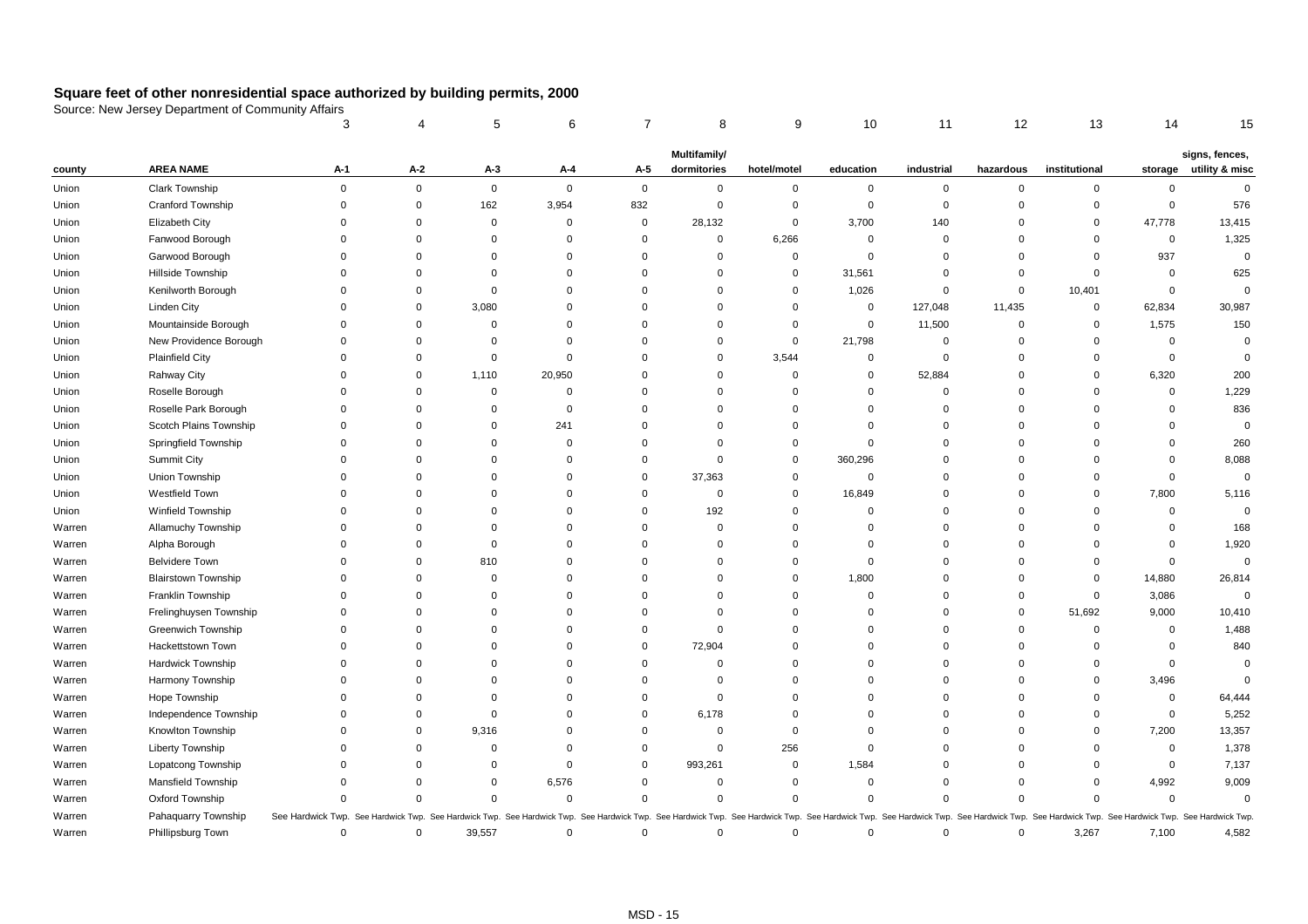## Square feet of other nonresidential space authorized by building permits, 2000

Source: New Jersey Department of Community Affairs

| | | 3 | 4 | 5 | 6 | 7 | 8 | 9 | 10 | 11 | 12 | 13 | 14 | 15 |
|---|---|---|---|---|---|---|---|---|---|---|---|---|---|---|
| county | AREA NAME | A-1 | A-2 | A-3 | A-4 | A-5 | Multifamily/ dormitories | hotel/motel | education | industrial | hazardous | institutional | storage | signs, fences, utility & misc |
| Union | Clark Township | 0 | 0 | 0 | 0 | 0 | 0 | 0 | 0 | 0 | 0 | 0 | 0 | 0 |
| Union | Cranford Township | 0 | 0 | 162 | 3,954 | 832 | 0 | 0 | 0 | 0 | 0 | 0 | 0 | 576 |
| Union | Elizabeth City | 0 | 0 | 0 | 0 | 0 | 28,132 | 0 | 3,700 | 140 | 0 | 0 | 47,778 | 13,415 |
| Union | Fanwood Borough | 0 | 0 | 0 | 0 | 0 | 0 | 6,266 | 0 | 0 | 0 | 0 | 0 | 1,325 |
| Union | Garwood Borough | 0 | 0 | 0 | 0 | 0 | 0 | 0 | 0 | 0 | 0 | 0 | 937 | 0 |
| Union | Hillside Township | 0 | 0 | 0 | 0 | 0 | 0 | 0 | 31,561 | 0 | 0 | 0 | 0 | 625 |
| Union | Kenilworth Borough | 0 | 0 | 0 | 0 | 0 | 0 | 0 | 1,026 | 0 | 0 | 10,401 | 0 | 0 |
| Union | Linden City | 0 | 0 | 3,080 | 0 | 0 | 0 | 0 | 0 | 127,048 | 11,435 | 0 | 62,834 | 30,987 |
| Union | Mountainside Borough | 0 | 0 | 0 | 0 | 0 | 0 | 0 | 0 | 11,500 | 0 | 0 | 1,575 | 150 |
| Union | New Providence Borough | 0 | 0 | 0 | 0 | 0 | 0 | 0 | 21,798 | 0 | 0 | 0 | 0 | 0 |
| Union | Plainfield City | 0 | 0 | 0 | 0 | 0 | 0 | 3,544 | 0 | 0 | 0 | 0 | 0 | 0 |
| Union | Rahway City | 0 | 0 | 1,110 | 20,950 | 0 | 0 | 0 | 0 | 52,884 | 0 | 0 | 6,320 | 200 |
| Union | Roselle Borough | 0 | 0 | 0 | 0 | 0 | 0 | 0 | 0 | 0 | 0 | 0 | 0 | 1,229 |
| Union | Roselle Park Borough | 0 | 0 | 0 | 0 | 0 | 0 | 0 | 0 | 0 | 0 | 0 | 0 | 836 |
| Union | Scotch Plains Township | 0 | 0 | 0 | 241 | 0 | 0 | 0 | 0 | 0 | 0 | 0 | 0 | 0 |
| Union | Springfield Township | 0 | 0 | 0 | 0 | 0 | 0 | 0 | 0 | 0 | 0 | 0 | 0 | 260 |
| Union | Summit City | 0 | 0 | 0 | 0 | 0 | 0 | 0 | 360,296 | 0 | 0 | 0 | 0 | 8,088 |
| Union | Union Township | 0 | 0 | 0 | 0 | 0 | 37,363 | 0 | 0 | 0 | 0 | 0 | 0 | 0 |
| Union | Westfield Town | 0 | 0 | 0 | 0 | 0 | 0 | 0 | 16,849 | 0 | 0 | 0 | 7,800 | 5,116 |
| Union | Winfield Township | 0 | 0 | 0 | 0 | 0 | 192 | 0 | 0 | 0 | 0 | 0 | 0 | 0 |
| Warren | Allamuchy Township | 0 | 0 | 0 | 0 | 0 | 0 | 0 | 0 | 0 | 0 | 0 | 0 | 168 |
| Warren | Alpha Borough | 0 | 0 | 0 | 0 | 0 | 0 | 0 | 0 | 0 | 0 | 0 | 0 | 1,920 |
| Warren | Belvidere Town | 0 | 0 | 810 | 0 | 0 | 0 | 0 | 0 | 0 | 0 | 0 | 0 | 0 |
| Warren | Blairstown Township | 0 | 0 | 0 | 0 | 0 | 0 | 0 | 1,800 | 0 | 0 | 0 | 14,880 | 26,814 |
| Warren | Franklin Township | 0 | 0 | 0 | 0 | 0 | 0 | 0 | 0 | 0 | 0 | 0 | 3,086 | 0 |
| Warren | Frelinghuysen Township | 0 | 0 | 0 | 0 | 0 | 0 | 0 | 0 | 0 | 0 | 51,692 | 9,000 | 10,410 |
| Warren | Greenwich Township | 0 | 0 | 0 | 0 | 0 | 0 | 0 | 0 | 0 | 0 | 0 | 0 | 1,488 |
| Warren | Hackettstown Town | 0 | 0 | 0 | 0 | 0 | 72,904 | 0 | 0 | 0 | 0 | 0 | 0 | 840 |
| Warren | Hardwick Township | 0 | 0 | 0 | 0 | 0 | 0 | 0 | 0 | 0 | 0 | 0 | 0 | 0 |
| Warren | Harmony Township | 0 | 0 | 0 | 0 | 0 | 0 | 0 | 0 | 0 | 0 | 0 | 3,496 | 0 |
| Warren | Hope Township | 0 | 0 | 0 | 0 | 0 | 0 | 0 | 0 | 0 | 0 | 0 | 0 | 64,444 |
| Warren | Independence Township | 0 | 0 | 0 | 0 | 0 | 6,178 | 0 | 0 | 0 | 0 | 0 | 0 | 5,252 |
| Warren | Knowlton Township | 0 | 0 | 9,316 | 0 | 0 | 0 | 0 | 0 | 0 | 0 | 0 | 7,200 | 13,357 |
| Warren | Liberty Township | 0 | 0 | 0 | 0 | 0 | 0 | 256 | 0 | 0 | 0 | 0 | 0 | 1,378 |
| Warren | Lopatcong Township | 0 | 0 | 0 | 0 | 0 | 993,261 | 0 | 1,584 | 0 | 0 | 0 | 0 | 7,137 |
| Warren | Mansfield Township | 0 | 0 | 0 | 6,576 | 0 | 0 | 0 | 0 | 0 | 0 | 0 | 4,992 | 9,009 |
| Warren | Oxford Township | 0 | 0 | 0 | 0 | 0 | 0 | 0 | 0 | 0 | 0 | 0 | 0 | 0 |
| Warren | Pahaquarry Township | See Hardwick Twp. | See Hardwick Twp. | See Hardwick Twp. | See Hardwick Twp. | See Hardwick Twp. | See Hardwick Twp. | See Hardwick Twp. | See Hardwick Twp. | See Hardwick Twp. | See Hardwick Twp. | See Hardwick Twp. | See Hardwick Twp. | See Hardwick Twp. |
| Warren | Phillipsburg Town | 0 | 0 | 39,557 | 0 | 0 | 0 | 0 | 0 | 0 | 0 | 3,267 | 7,100 | 4,582 |

MSD - 15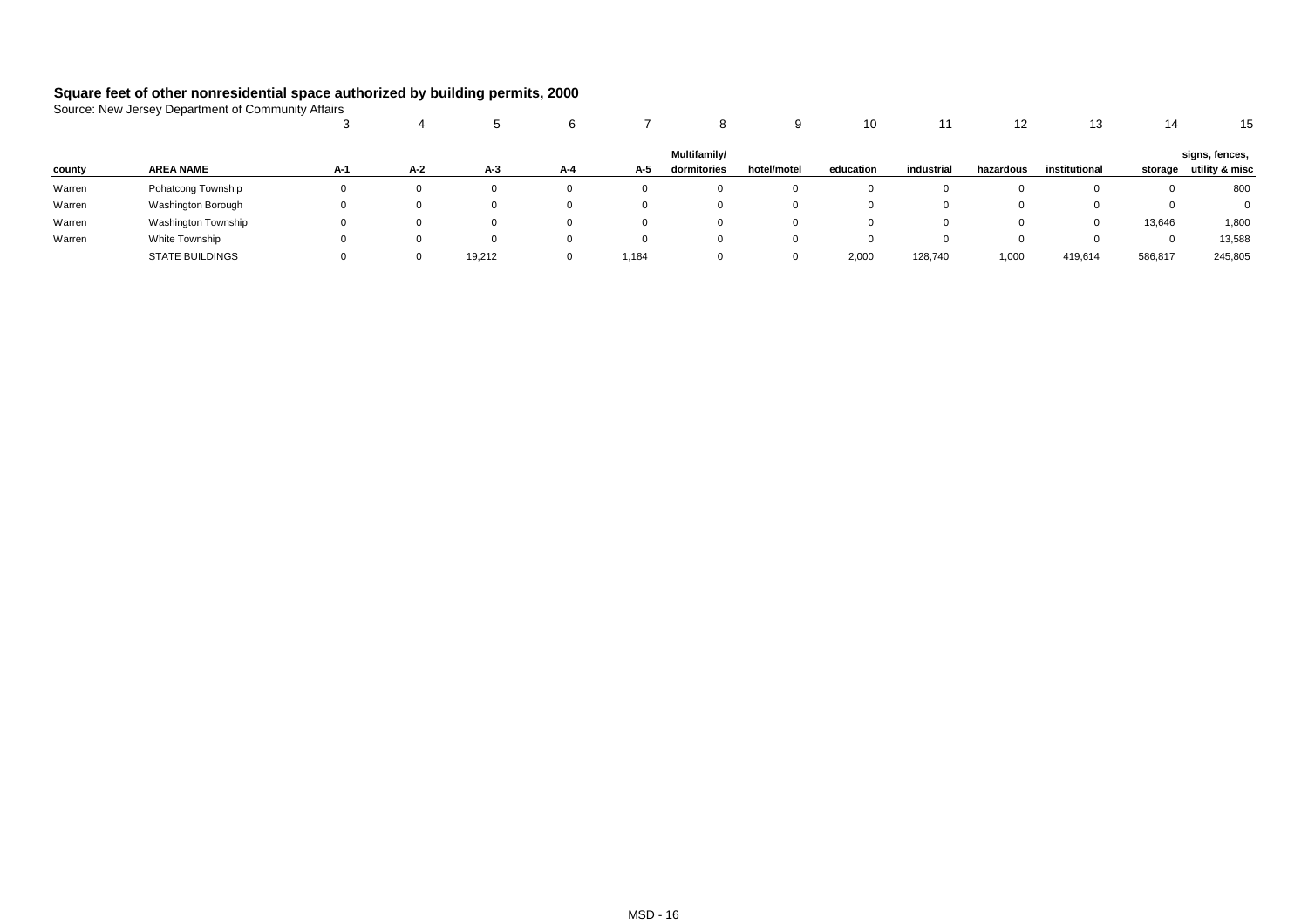## Square feet of other nonresidential space authorized by building permits, 2000

Source: New Jersey Department of Community Affairs

| | | 3 | 4 | 5 | 6 | 7 | 8 | 9 | 10 | 11 | 12 | 13 | 14 | 15 |
|---|---|---|---|---|---|---|---|---|---|---|---|---|---|---|
| **county** | **AREA NAME** | **A-1** | **A-2** | **A-3** | **A-4** | **A-5** | **Multifamily/ dormitories** | **hotel/motel** | **education** | **industrial** | **hazardous** | **institutional** | **storage** | **signs, fences, utility & misc** |
| Warren | Pohatcong Township | 0 | 0 | 0 | 0 | 0 | 0 | 0 | 0 | 0 | 0 | 0 | 0 | 800 |
| Warren | Washington Borough | 0 | 0 | 0 | 0 | 0 | 0 | 0 | 0 | 0 | 0 | 0 | 0 | 0 |
| Warren | Washington Township | 0 | 0 | 0 | 0 | 0 | 0 | 0 | 0 | 0 | 0 | 0 | 13,646 | 1,800 |
| Warren | White Township | 0 | 0 | 0 | 0 | 0 | 0 | 0 | 0 | 0 | 0 | 0 | 0 | 13,588 |
| | STATE BUILDINGS | 0 | 0 | 19,212 | 0 | 1,184 | 0 | 0 | 2,000 | 128,740 | 1,000 | 419,614 | 586,817 | 245,805 |